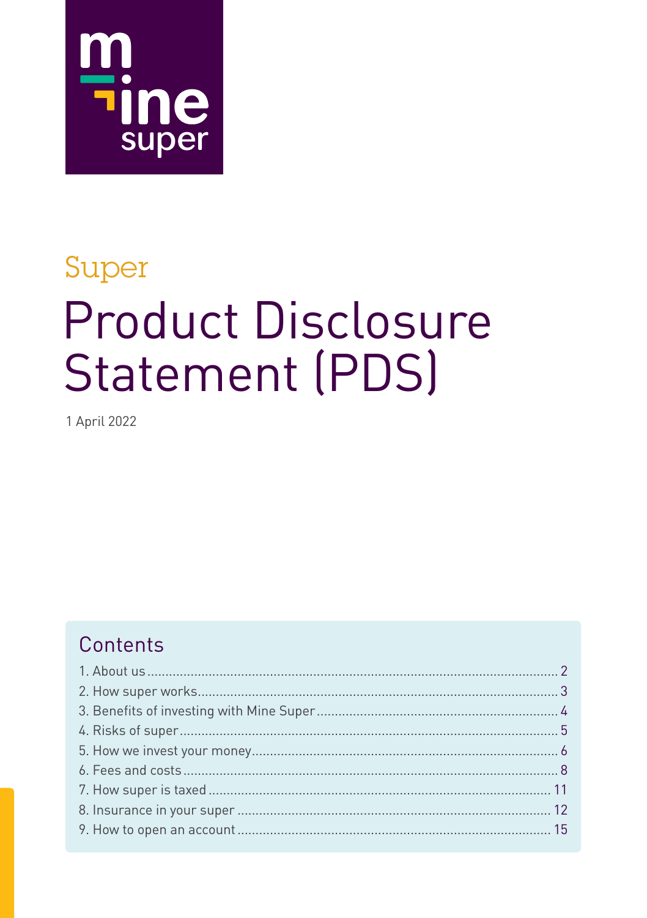mine super

Super

# Product Disclosure Statement (PDS)

1 April 2022

## Contents

1. About us ... 2
2. How super works ... 3
3. Benefits of investing with Mine Super ... 4
4. Risks of super ... 5
5. How we invest your money ... 6
6. Fees and costs ... 8
7. How super is taxed ... 11
8. Insurance in your super ... 12
9. How to open an account ... 15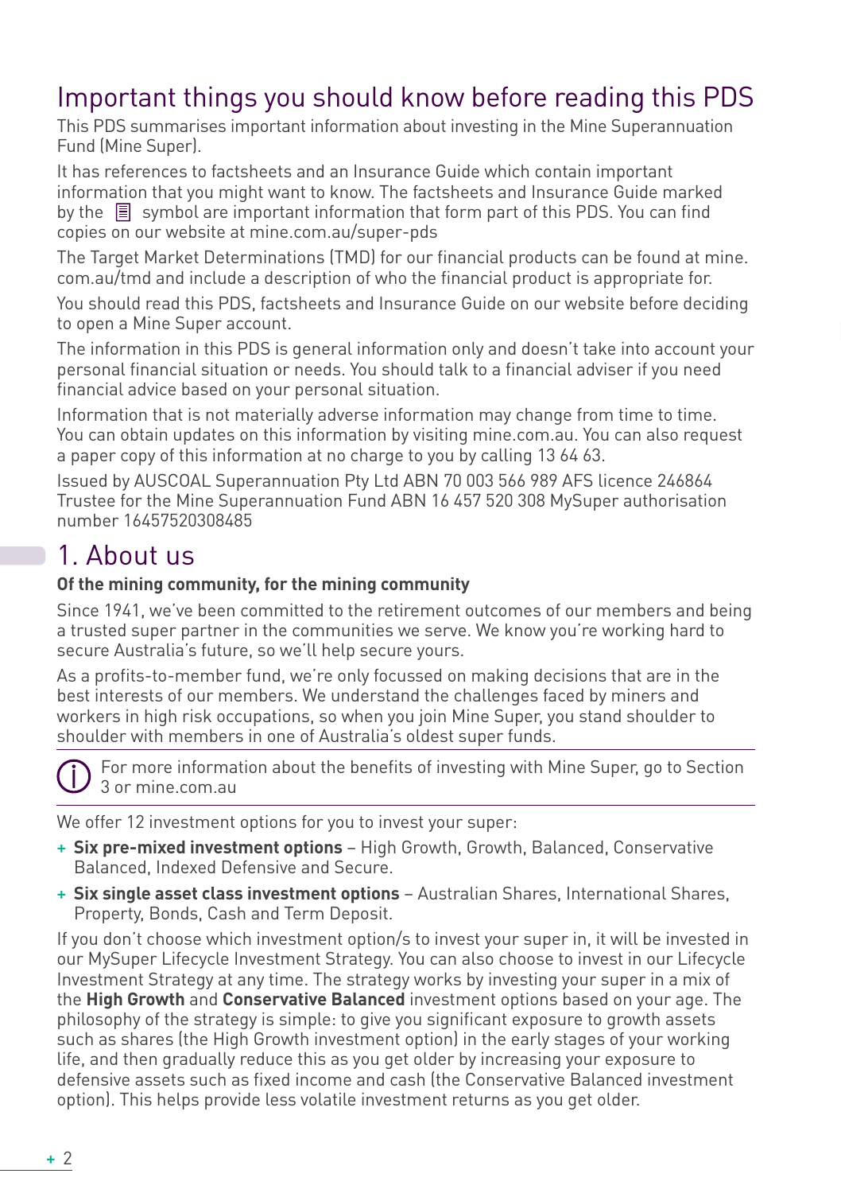# Important things you should know before reading this PDS

This PDS summarises important information about investing in the Mine Superannuation Fund (Mine Super).

It has references to factsheets and an Insurance Guide which contain important information that you might want to know. The factsheets and Insurance Guide marked by the 📄 symbol are important information that form part of this PDS. You can find copies on our website at mine.com.au/super-pds

The Target Market Determinations (TMD) for our financial products can be found at mine.com.au/tmd and include a description of who the financial product is appropriate for.

You should read this PDS, factsheets and Insurance Guide on our website before deciding to open a Mine Super account.

The information in this PDS is general information only and doesn't take into account your personal financial situation or needs. You should talk to a financial adviser if you need financial advice based on your personal situation.

Information that is not materially adverse information may change from time to time. You can obtain updates on this information by visiting mine.com.au. You can also request a paper copy of this information at no charge to you by calling 13 64 63.

Issued by AUSCOAL Superannuation Pty Ltd ABN 70 003 566 989 AFS licence 246864 Trustee for the Mine Superannuation Fund ABN 16 457 520 308 MySuper authorisation number 16457520308485

# 1. About us

**Of the mining community, for the mining community**

Since 1941, we've been committed to the retirement outcomes of our members and being a trusted super partner in the communities we serve. We know you're working hard to secure Australia's future, so we'll help secure yours.

As a profits-to-member fund, we're only focussed on making decisions that are in the best interests of our members. We understand the challenges faced by miners and workers in high risk occupations, so when you join Mine Super, you stand shoulder to shoulder with members in one of Australia's oldest super funds.

ⓘ For more information about the benefits of investing with Mine Super, go to Section 3 or mine.com.au

We offer 12 investment options for you to invest your super:

+ **Six pre-mixed investment options** – High Growth, Growth, Balanced, Conservative Balanced, Indexed Defensive and Secure.
+ **Six single asset class investment options** – Australian Shares, International Shares, Property, Bonds, Cash and Term Deposit.

If you don't choose which investment option/s to invest your super in, it will be invested in our MySuper Lifecycle Investment Strategy. You can also choose to invest in our Lifecycle Investment Strategy at any time. The strategy works by investing your super in a mix of the **High Growth** and **Conservative Balanced** investment options based on your age. The philosophy of the strategy is simple: to give you significant exposure to growth assets such as shares (the High Growth investment option) in the early stages of your working life, and then gradually reduce this as you get older by increasing your exposure to defensive assets such as fixed income and cash (the Conservative Balanced investment option). This helps provide less volatile investment returns as you get older.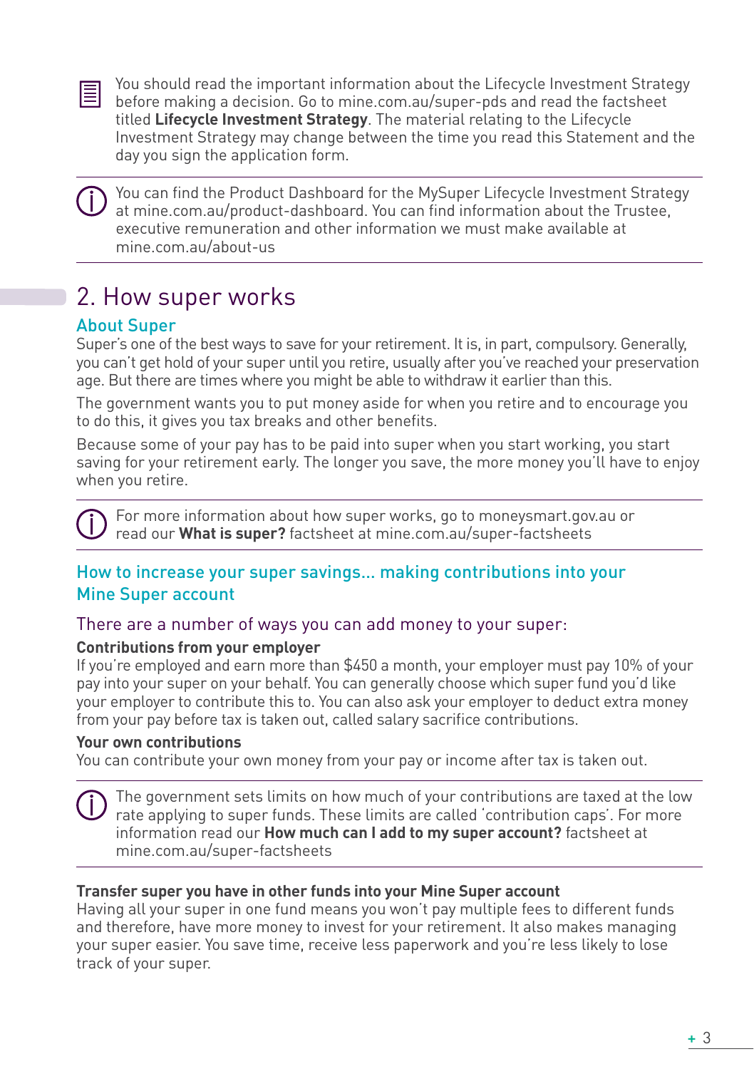You should read the important information about the Lifecycle Investment Strategy before making a decision. Go to mine.com.au/super-pds and read the factsheet titled **Lifecycle Investment Strategy**. The material relating to the Lifecycle Investment Strategy may change between the time you read this Statement and the day you sign the application form.

---

You can find the Product Dashboard for the MySuper Lifecycle Investment Strategy at mine.com.au/product-dashboard. You can find information about the Trustee, executive remuneration and other information we must make available at mine.com.au/about-us

---

# 2. How super works

## About Super

Super's one of the best ways to save for your retirement. It is, in part, compulsory. Generally, you can't get hold of your super until you retire, usually after you've reached your preservation age. But there are times where you might be able to withdraw it earlier than this.

The government wants you to put money aside for when you retire and to encourage you to do this, it gives you tax breaks and other benefits.

Because some of your pay has to be paid into super when you start working, you start saving for your retirement early. The longer you save, the more money you'll have to enjoy when you retire.

---

For more information about how super works, go to moneysmart.gov.au or read our **What is super?** factsheet at mine.com.au/super-factsheets

---

## How to increase your super savings... making contributions into your Mine Super account

### There are a number of ways you can add money to your super:

**Contributions from your employer**

If you're employed and earn more than $450 a month, your employer must pay 10% of your pay into your super on your behalf. You can generally choose which super fund you'd like your employer to contribute this to. You can also ask your employer to deduct extra money from your pay before tax is taken out, called salary sacrifice contributions.

**Your own contributions**

You can contribute your own money from your pay or income after tax is taken out.

---

The government sets limits on how much of your contributions are taxed at the low rate applying to super funds. These limits are called 'contribution caps'. For more information read our **How much can I add to my super account?** factsheet at mine.com.au/super-factsheets

---

**Transfer super you have in other funds into your Mine Super account**

Having all your super in one fund means you won't pay multiple fees to different funds and therefore, have more money to invest for your retirement. It also makes managing your super easier. You save time, receive less paperwork and you're less likely to lose track of your super.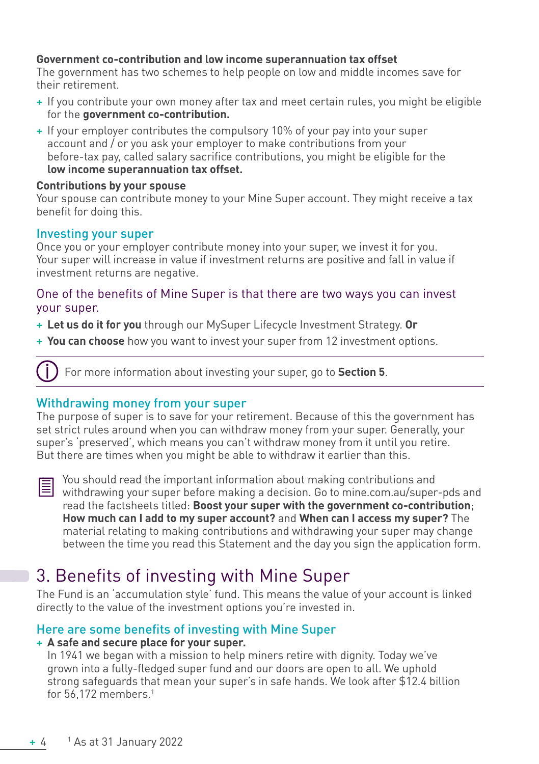**Government co-contribution and low income superannuation tax offset**

The government has two schemes to help people on low and middle incomes save for their retirement.

+ If you contribute your own money after tax and meet certain rules, you might be eligible for the **government co-contribution.**
+ If your employer contributes the compulsory 10% of your pay into your super account and / or you ask your employer to make contributions from your before-tax pay, called salary sacrifice contributions, you might be eligible for the **low income superannuation tax offset.**

**Contributions by your spouse**

Your spouse can contribute money to your Mine Super account. They might receive a tax benefit for doing this.

### Investing your super

Once you or your employer contribute money into your super, we invest it for you. Your super will increase in value if investment returns are positive and fall in value if investment returns are negative.

One of the benefits of Mine Super is that there are two ways you can invest your super.

+ **Let us do it for you** through our MySuper Lifecycle Investment Strategy. **Or**
+ **You can choose** how you want to invest your super from 12 investment options.

For more information about investing your super, go to **Section 5**.

### Withdrawing money from your super

The purpose of super is to save for your retirement. Because of this the government has set strict rules around when you can withdraw money from your super. Generally, your super's 'preserved', which means you can't withdraw money from it until you retire. But there are times when you might be able to withdraw it earlier than this.

You should read the important information about making contributions and withdrawing your super before making a decision. Go to mine.com.au/super-pds and read the factsheets titled: **Boost your super with the government co-contribution**; **How much can I add to my super account?** and **When can I access my super?** The material relating to making contributions and withdrawing your super may change between the time you read this Statement and the day you sign the application form.

## 3. Benefits of investing with Mine Super

The Fund is an 'accumulation style' fund. This means the value of your account is linked directly to the value of the investment options you're invested in.

### Here are some benefits of investing with Mine Super

+ **A safe and secure place for your super.**
  In 1941 we began with a mission to help miners retire with dignity. Today we've grown into a fully-fledged super fund and our doors are open to all. We uphold strong safeguards that mean your super's in safe hands. We look after $12.4 billion for 56,172 members.[1]

[1] As at 31 January 2022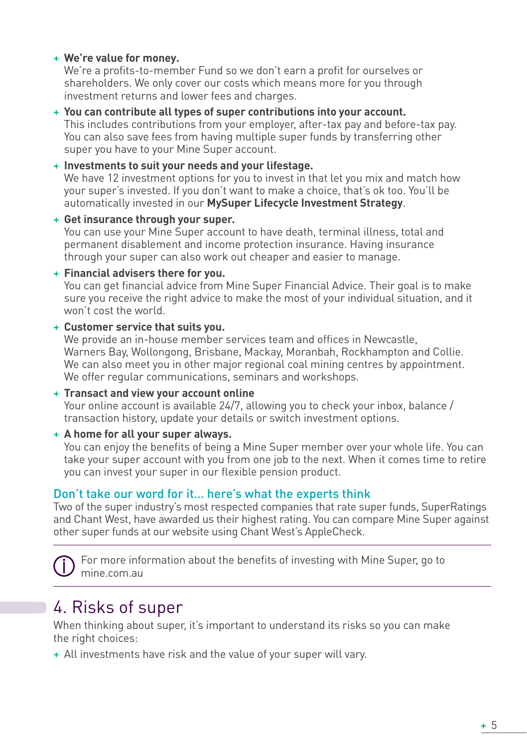- **We're value for money.**
  We're a profits-to-member Fund so we don't earn a profit for ourselves or shareholders. We only cover our costs which means more for you through investment returns and lower fees and charges.
- **You can contribute all types of super contributions into your account.**
  This includes contributions from your employer, after-tax pay and before-tax pay. You can also save fees from having multiple super funds by transferring other super you have to your Mine Super account.
- **Investments to suit your needs and your lifestage.**
  We have 12 investment options for you to invest in that let you mix and match how your super's invested. If you don't want to make a choice, that's ok too. You'll be automatically invested in our **MySuper Lifecycle Investment Strategy**.
- **Get insurance through your super.**
  You can use your Mine Super account to have death, terminal illness, total and permanent disablement and income protection insurance. Having insurance through your super can also work out cheaper and easier to manage.
- **Financial advisers there for you.**
  You can get financial advice from Mine Super Financial Advice. Their goal is to make sure you receive the right advice to make the most of your individual situation, and it won't cost the world.
- **Customer service that suits you.**
  We provide an in-house member services team and offices in Newcastle, Warners Bay, Wollongong, Brisbane, Mackay, Moranbah, Rockhampton and Collie. We can also meet you in other major regional coal mining centres by appointment. We offer regular communications, seminars and workshops.
- **Transact and view your account online**
  Your online account is available 24/7, allowing you to check your inbox, balance / transaction history, update your details or switch investment options.
- **A home for all your super always.**
  You can enjoy the benefits of being a Mine Super member over your whole life. You can take your super account with you from one job to the next. When it comes time to retire you can invest your super in our flexible pension product.

### Don't take our word for it... here's what the experts think

Two of the super industry's most respected companies that rate super funds, SuperRatings and Chant West, have awarded us their highest rating. You can compare Mine Super against other super funds at our website using Chant West's AppleCheck.

For more information about the benefits of investing with Mine Super, go to mine.com.au

## 4. Risks of super

When thinking about super, it's important to understand its risks so you can make the right choices:

- All investments have risk and the value of your super will vary.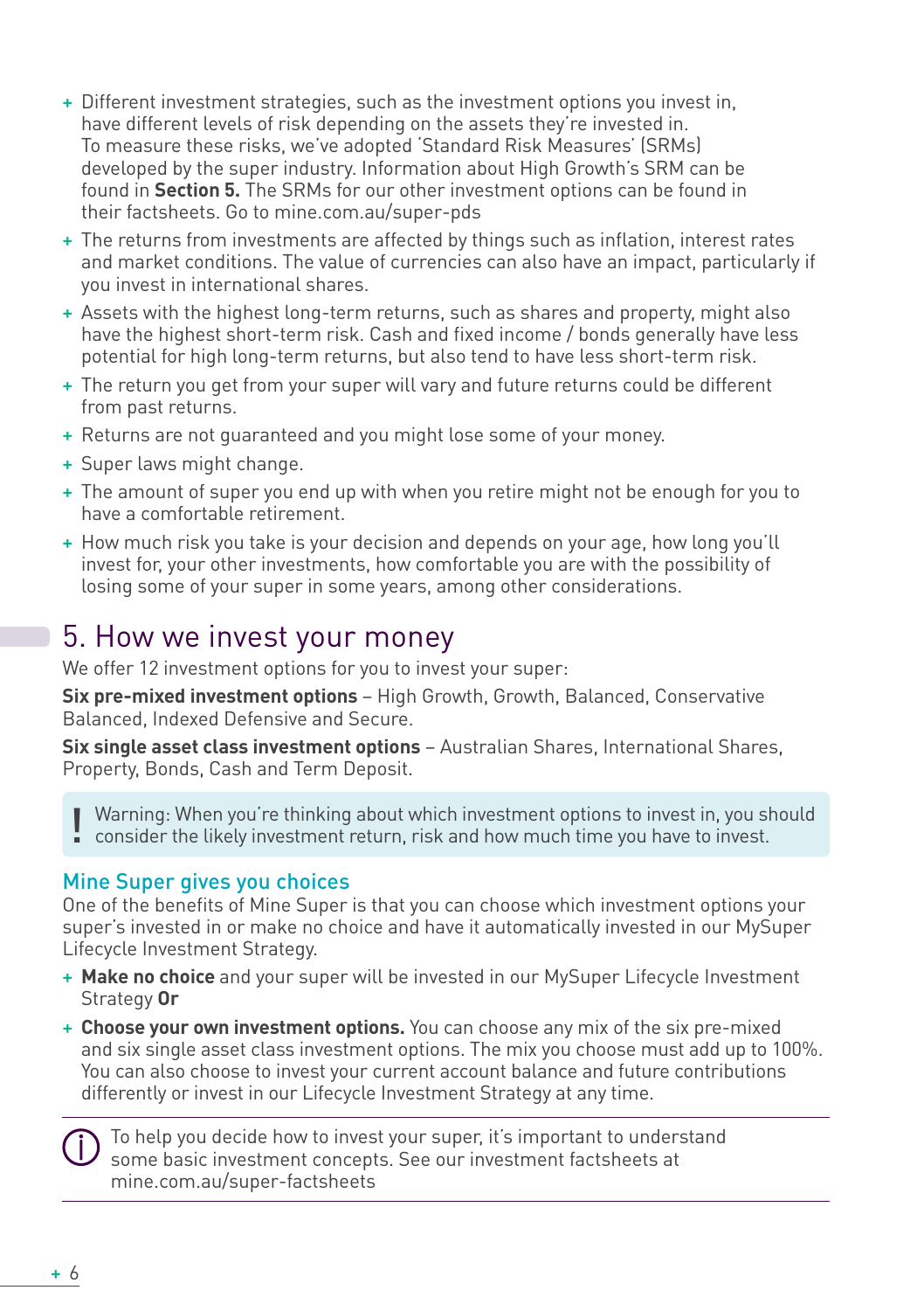- Different investment strategies, such as the investment options you invest in, have different levels of risk depending on the assets they're invested in. To measure these risks, we've adopted 'Standard Risk Measures' (SRMs) developed by the super industry. Information about High Growth's SRM can be found in **Section 5.** The SRMs for our other investment options can be found in their factsheets. Go to mine.com.au/super-pds
- The returns from investments are affected by things such as inflation, interest rates and market conditions. The value of currencies can also have an impact, particularly if you invest in international shares.
- Assets with the highest long-term returns, such as shares and property, might also have the highest short-term risk. Cash and fixed income / bonds generally have less potential for high long-term returns, but also tend to have less short-term risk.
- The return you get from your super will vary and future returns could be different from past returns.
- Returns are not guaranteed and you might lose some of your money.
- Super laws might change.
- The amount of super you end up with when you retire might not be enough for you to have a comfortable retirement.
- How much risk you take is your decision and depends on your age, how long you'll invest for, your other investments, how comfortable you are with the possibility of losing some of your super in some years, among other considerations.

# 5. How we invest your money

We offer 12 investment options for you to invest your super:

**Six pre-mixed investment options** – High Growth, Growth, Balanced, Conservative Balanced, Indexed Defensive and Secure.

**Six single asset class investment options** – Australian Shares, International Shares, Property, Bonds, Cash and Term Deposit.

> **!** Warning: When you're thinking about which investment options to invest in, you should consider the likely investment return, risk and how much time you have to invest.

## Mine Super gives you choices

One of the benefits of Mine Super is that you can choose which investment options your super's invested in or make no choice and have it automatically invested in our MySuper Lifecycle Investment Strategy.

- **Make no choice** and your super will be invested in our MySuper Lifecycle Investment Strategy **Or**
- **Choose your own investment options.** You can choose any mix of the six pre-mixed and six single asset class investment options. The mix you choose must add up to 100%. You can also choose to invest your current account balance and future contributions differently or invest in our Lifecycle Investment Strategy at any time.

---

> ⓘ To help you decide how to invest your super, it's important to understand some basic investment concepts. See our investment factsheets at mine.com.au/super-factsheets

---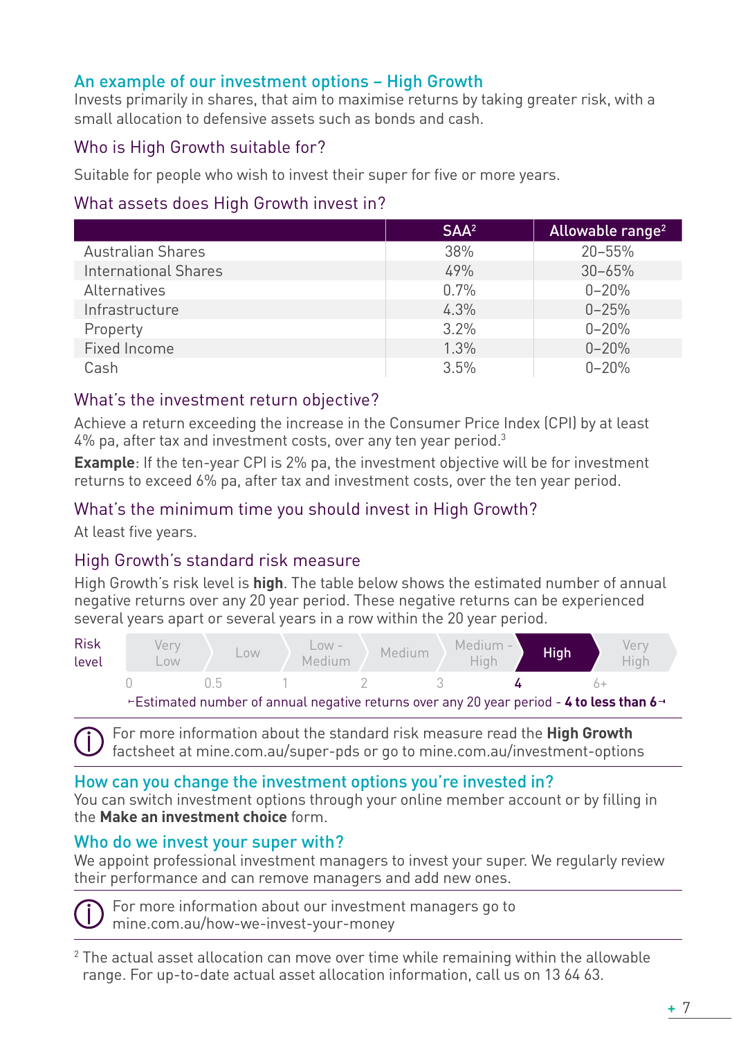## An example of our investment options – High Growth

Invests primarily in shares, that aim to maximise returns by taking greater risk, with a small allocation to defensive assets such as bonds and cash.

### Who is High Growth suitable for?

Suitable for people who wish to invest their super for five or more years.

### What assets does High Growth invest in?

| | SAA[2] | Allowable range[2] |
|---|---|---|
| Australian Shares | 38% | 20–55% |
| International Shares | 49% | 30–65% |
| Alternatives | 0.7% | 0–20% |
| Infrastructure | 4.3% | 0–25% |
| Property | 3.2% | 0–20% |
| Fixed Income | 1.3% | 0–20% |
| Cash | 3.5% | 0–20% |

### What's the investment return objective?

Achieve a return exceeding the increase in the Consumer Price Index (CPI) by at least 4% pa, after tax and investment costs, over any ten year period.[3]

**Example**: If the ten-year CPI is 2% pa, the investment objective will be for investment returns to exceed 6% pa, after tax and investment costs, over the ten year period.

### What's the minimum time you should invest in High Growth?

At least five years.

### High Growth's standard risk measure

High Growth's risk level is **high**. The table below shows the estimated number of annual negative returns over any 20 year period. These negative returns can be experienced several years apart or several years in a row within the 20 year period.

| Risk level | Very Low | Low | Low - Medium | Medium | Medium - High | **High** | Very High |
|---|---|---|---|---|---|---|---|
| Estimated number of annual negative returns over any 20 year period | 0 | 0.5 | 1 | 2 | 3 | **4** | 6+ |

Estimated number of annual negative returns over any 20 year period - **4 to less than 6**

For more information about the standard risk measure read the **High Growth** factsheet at mine.com.au/super-pds or go to mine.com.au/investment-options

## How can you change the investment options you're invested in?

You can switch investment options through your online member account or by filling in the **Make an investment choice** form.

## Who do we invest your super with?

We appoint professional investment managers to invest your super. We regularly review their performance and can remove managers and add new ones.

For more information about our investment managers go to mine.com.au/how-we-invest-your-money

[2] The actual asset allocation can move over time while remaining within the allowable range. For up-to-date actual asset allocation information, call us on 13 64 63.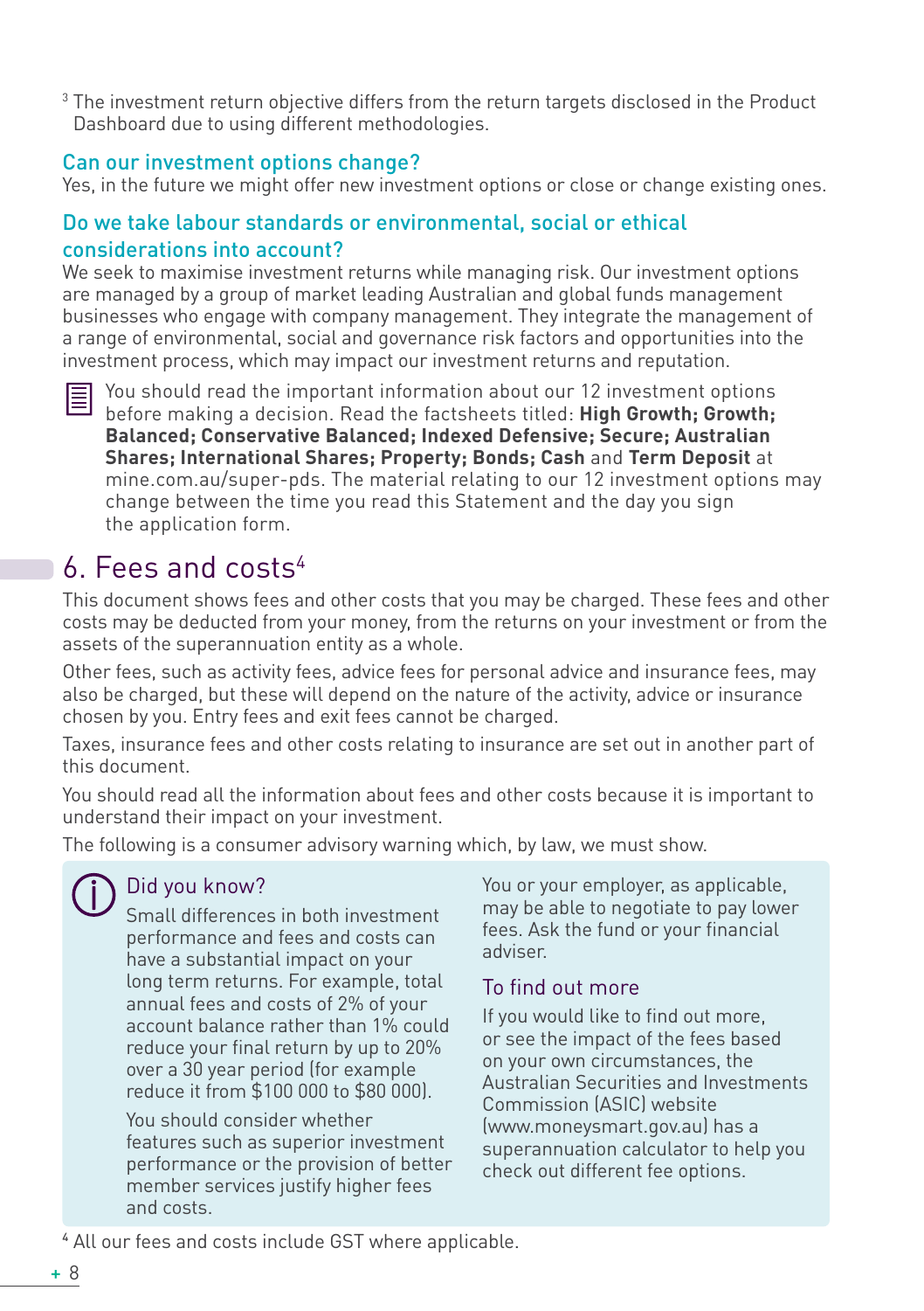[3] The investment return objective differs from the return targets disclosed in the Product Dashboard due to using different methodologies.

### Can our investment options change?

Yes, in the future we might offer new investment options or close or change existing ones.

### Do we take labour standards or environmental, social or ethical considerations into account?

We seek to maximise investment returns while managing risk. Our investment options are managed by a group of market leading Australian and global funds management businesses who engage with company management. They integrate the management of a range of environmental, social and governance risk factors and opportunities into the investment process, which may impact our investment returns and reputation.

You should read the important information about our 12 investment options before making a decision. Read the factsheets titled: **High Growth; Growth; Balanced; Conservative Balanced; Indexed Defensive; Secure; Australian Shares; International Shares; Property; Bonds; Cash** and **Term Deposit** at mine.com.au/super-pds. The material relating to our 12 investment options may change between the time you read this Statement and the day you sign the application form.

## 6. Fees and costs[4]

This document shows fees and other costs that you may be charged. These fees and other costs may be deducted from your money, from the returns on your investment or from the assets of the superannuation entity as a whole.

Other fees, such as activity fees, advice fees for personal advice and insurance fees, may also be charged, but these will depend on the nature of the activity, advice or insurance chosen by you. Entry fees and exit fees cannot be charged.

Taxes, insurance fees and other costs relating to insurance are set out in another part of this document.

You should read all the information about fees and other costs because it is important to understand their impact on your investment.

The following is a consumer advisory warning which, by law, we must show.

### Did you know?

Small differences in both investment performance and fees and costs can have a substantial impact on your long term returns. For example, total annual fees and costs of 2% of your account balance rather than 1% could reduce your final return by up to 20% over a 30 year period (for example reduce it from $100 000 to $80 000).

You should consider whether features such as superior investment performance or the provision of better member services justify higher fees and costs.

You or your employer, as applicable, may be able to negotiate to pay lower fees. Ask the fund or your financial adviser.

### To find out more

If you would like to find out more, or see the impact of the fees based on your own circumstances, the Australian Securities and Investments Commission (ASIC) website (www.moneysmart.gov.au) has a superannuation calculator to help you check out different fee options.

[4] All our fees and costs include GST where applicable.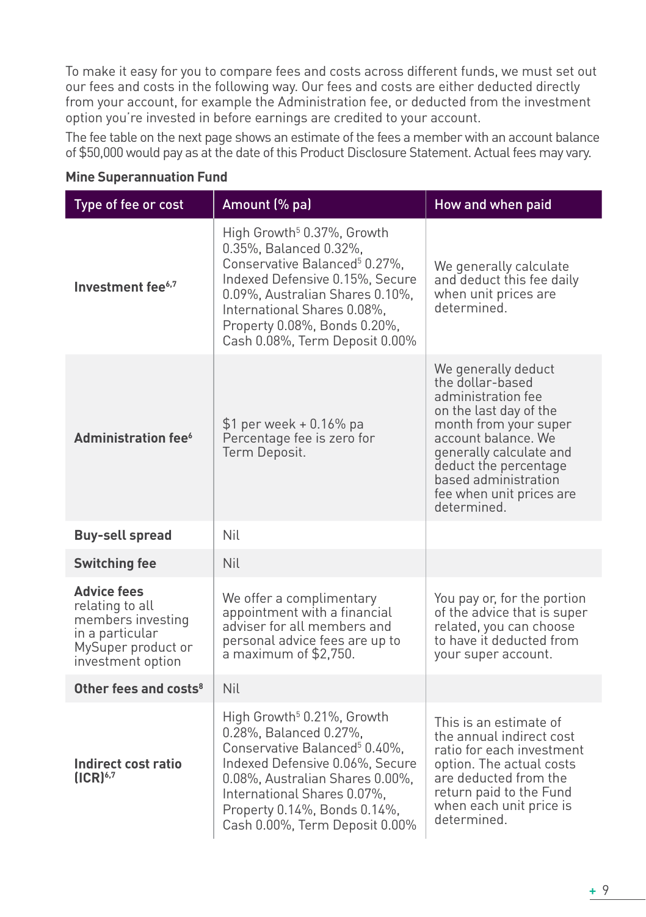To make it easy for you to compare fees and costs across different funds, we must set out our fees and costs in the following way. Our fees and costs are either deducted directly from your account, for example the Administration fee, or deducted from the investment option you're invested in before earnings are credited to your account.

The fee table on the next page shows an estimate of the fees a member with an account balance of $50,000 would pay as at the date of this Product Disclosure Statement. Actual fees may vary.

**Mine Superannuation Fund**

| Type of fee or cost | Amount (% pa) | How and when paid |
| --- | --- | --- |
| **Investment fee**[6,7] | High Growth[5] 0.37%, Growth 0.35%, Balanced 0.32%, Conservative Balanced[5] 0.27%, Indexed Defensive 0.15%, Secure 0.09%, Australian Shares 0.10%, International Shares 0.08%, Property 0.08%, Bonds 0.20%, Cash 0.08%, Term Deposit 0.00% | We generally calculate and deduct this fee daily when unit prices are determined. |
| **Administration fee**[6] | $1 per week + 0.16% pa Percentage fee is zero for Term Deposit. | We generally deduct the dollar-based administration fee on the last day of the month from your super account balance. We generally calculate and deduct the percentage based administration fee when unit prices are determined. |
| **Buy-sell spread** | Nil | |
| **Switching fee** | Nil | |
| **Advice fees** relating to all members investing in a particular MySuper product or investment option | We offer a complimentary appointment with a financial adviser for all members and personal advice fees are up to a maximum of $2,750. | You pay or, for the portion of the advice that is super related, you can choose to have it deducted from your super account. |
| **Other fees and costs**[8] | Nil | |
| **Indirect cost ratio (ICR)**[6,7] | High Growth[5] 0.21%, Growth 0.28%, Balanced 0.27%, Conservative Balanced[5] 0.40%, Indexed Defensive 0.06%, Secure 0.08%, Australian Shares 0.00%, International Shares 0.07%, Property 0.14%, Bonds 0.14%, Cash 0.00%, Term Deposit 0.00% | This is an estimate of the annual indirect cost ratio for each investment option. The actual costs are deducted from the return paid to the Fund when each unit price is determined. |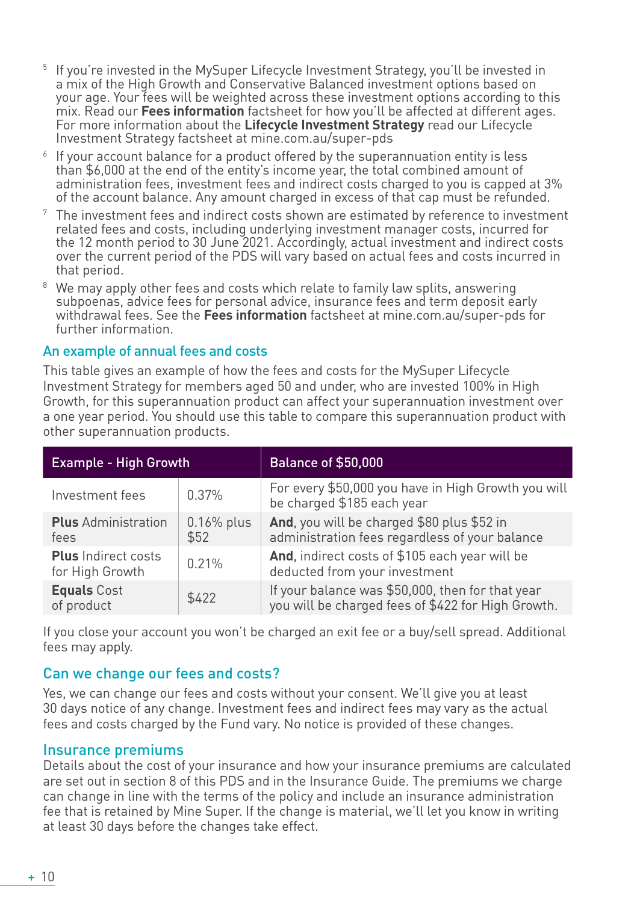[5] If you're invested in the MySuper Lifecycle Investment Strategy, you'll be invested in a mix of the High Growth and Conservative Balanced investment options based on your age. Your fees will be weighted across these investment options according to this mix. Read our **Fees information** factsheet for how you'll be affected at different ages. For more information about the **Lifecycle Investment Strategy** read our Lifecycle Investment Strategy factsheet at mine.com.au/super-pds

[6] If your account balance for a product offered by the superannuation entity is less than $6,000 at the end of the entity's income year, the total combined amount of administration fees, investment fees and indirect costs charged to you is capped at 3% of the account balance. Any amount charged in excess of that cap must be refunded.

[7] The investment fees and indirect costs shown are estimated by reference to investment related fees and costs, including underlying investment manager costs, incurred for the 12 month period to 30 June 2021. Accordingly, actual investment and indirect costs over the current period of the PDS will vary based on actual fees and costs incurred in that period.

[8] We may apply other fees and costs which relate to family law splits, answering subpoenas, advice fees for personal advice, insurance fees and term deposit early withdrawal fees. See the **Fees information** factsheet at mine.com.au/super-pds for further information.

## An example of annual fees and costs

This table gives an example of how the fees and costs for the MySuper Lifecycle Investment Strategy for members aged 50 and under, who are invested 100% in High Growth, for this superannuation product can affect your superannuation investment over a one year period. You should use this table to compare this superannuation product with other superannuation products.

| Example - High Growth | | Balance of $50,000 |
|---|---|---|
| Investment fees | 0.37% | For every $50,000 you have in High Growth you will be charged $185 each year |
| **Plus** Administration fees | 0.16% plus $52 | **And**, you will be charged $80 plus $52 in administration fees regardless of your balance |
| **Plus** Indirect costs for High Growth | 0.21% | **And**, indirect costs of $105 each year will be deducted from your investment |
| **Equals** Cost of product | $422 | If your balance was $50,000, then for that year you will be charged fees of $422 for High Growth. |

If you close your account you won't be charged an exit fee or a buy/sell spread. Additional fees may apply.

## Can we change our fees and costs?

Yes, we can change our fees and costs without your consent. We'll give you at least 30 days notice of any change. Investment fees and indirect fees may vary as the actual fees and costs charged by the Fund vary. No notice is provided of these changes.

## Insurance premiums

Details about the cost of your insurance and how your insurance premiums are calculated are set out in section 8 of this PDS and in the Insurance Guide. The premiums we charge can change in line with the terms of the policy and include an insurance administration fee that is retained by Mine Super. If the change is material, we'll let you know in writing at least 30 days before the changes take effect.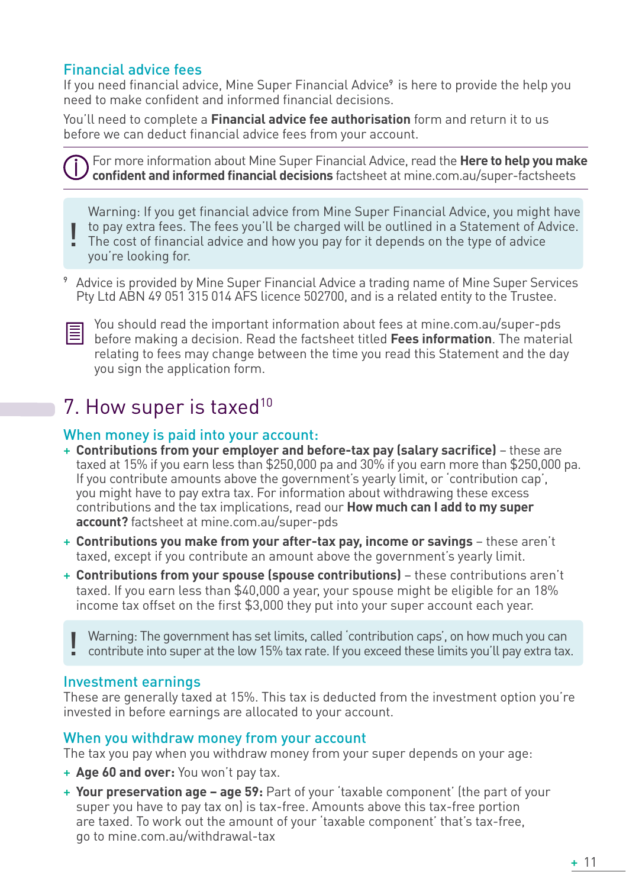### Financial advice fees

If you need financial advice, Mine Super Financial Advice[9] is here to provide the help you need to make confident and informed financial decisions.

You'll need to complete a **Financial advice fee authorisation** form and return it to us before we can deduct financial advice fees from your account.

For more information about Mine Super Financial Advice, read the **Here to help you make confident and informed financial decisions** factsheet at mine.com.au/super-factsheets

> Warning: If you get financial advice from Mine Super Financial Advice, you might have to pay extra fees. The fees you'll be charged will be outlined in a Statement of Advice. The cost of financial advice and how you pay for it depends on the type of advice you're looking for.

[9] Advice is provided by Mine Super Financial Advice a trading name of Mine Super Services Pty Ltd ABN 49 051 315 014 AFS licence 502700, and is a related entity to the Trustee.

You should read the important information about fees at mine.com.au/super-pds before making a decision. Read the factsheet titled **Fees information**. The material relating to fees may change between the time you read this Statement and the day you sign the application form.

## 7. How super is taxed[10]

### When money is paid into your account:

+ **Contributions from your employer and before-tax pay (salary sacrifice)** – these are taxed at 15% if you earn less than $250,000 pa and 30% if you earn more than $250,000 pa. If you contribute amounts above the government's yearly limit, or 'contribution cap', you might have to pay extra tax. For information about withdrawing these excess contributions and the tax implications, read our **How much can I add to my super account?** factsheet at mine.com.au/super-pds
+ **Contributions you make from your after-tax pay, income or savings** – these aren't taxed, except if you contribute an amount above the government's yearly limit.
+ **Contributions from your spouse (spouse contributions)** – these contributions aren't taxed. If you earn less than $40,000 a year, your spouse might be eligible for an 18% income tax offset on the first $3,000 they put into your super account each year.

> Warning: The government has set limits, called 'contribution caps', on how much you can contribute into super at the low 15% tax rate. If you exceed these limits you'll pay extra tax.

### Investment earnings

These are generally taxed at 15%. This tax is deducted from the investment option you're invested in before earnings are allocated to your account.

### When you withdraw money from your account

The tax you pay when you withdraw money from your super depends on your age:

+ **Age 60 and over:** You won't pay tax.
+ **Your preservation age – age 59:** Part of your 'taxable component' (the part of your super you have to pay tax on) is tax-free. Amounts above this tax-free portion are taxed. To work out the amount of your 'taxable component' that's tax-free, go to mine.com.au/withdrawal-tax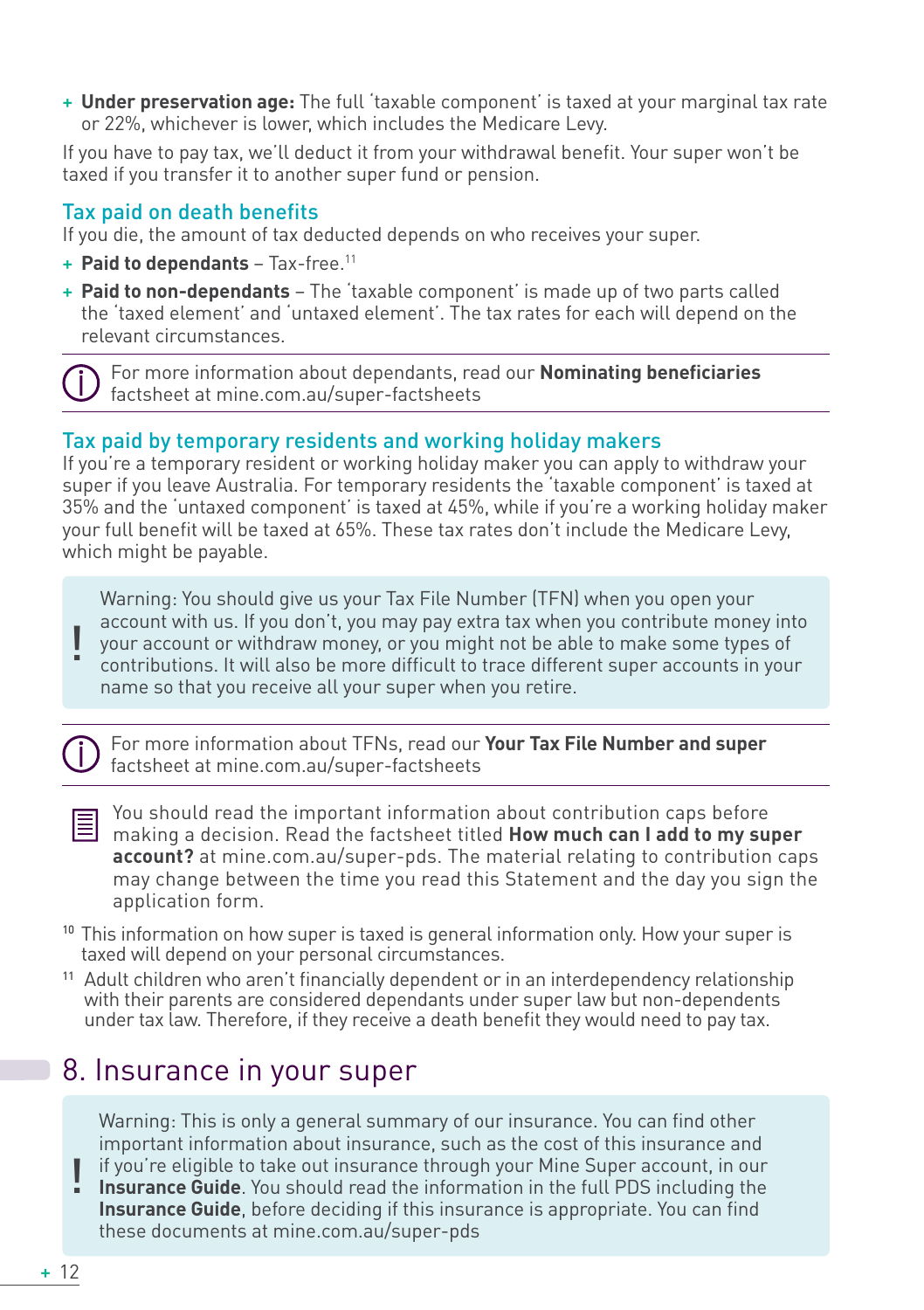- **Under preservation age:** The full 'taxable component' is taxed at your marginal tax rate or 22%, whichever is lower, which includes the Medicare Levy.

If you have to pay tax, we'll deduct it from your withdrawal benefit. Your super won't be taxed if you transfer it to another super fund or pension.

### Tax paid on death benefits

If you die, the amount of tax deducted depends on who receives your super.

- **Paid to dependants** – Tax-free.[11]
- **Paid to non-dependants** – The 'taxable component' is made up of two parts called the 'taxed element' and 'untaxed element'. The tax rates for each will depend on the relevant circumstances.

For more information about dependants, read our **Nominating beneficiaries** factsheet at mine.com.au/super-factsheets

### Tax paid by temporary residents and working holiday makers

If you're a temporary resident or working holiday maker you can apply to withdraw your super if you leave Australia. For temporary residents the 'taxable component' is taxed at 35% and the 'untaxed component' is taxed at 45%, while if you're a working holiday maker your full benefit will be taxed at 65%. These tax rates don't include the Medicare Levy, which might be payable.

> Warning: You should give us your Tax File Number (TFN) when you open your account with us. If you don't, you may pay extra tax when you contribute money into your account or withdraw money, or you might not be able to make some types of contributions. It will also be more difficult to trace different super accounts in your name so that you receive all your super when you retire.

For more information about TFNs, read our **Your Tax File Number and super** factsheet at mine.com.au/super-factsheets

You should read the important information about contribution caps before making a decision. Read the factsheet titled **How much can I add to my super account?** at mine.com.au/super-pds. The material relating to contribution caps may change between the time you read this Statement and the day you sign the application form.

[10] This information on how super is taxed is general information only. How your super is taxed will depend on your personal circumstances.

[11] Adult children who aren't financially dependent or in an interdependency relationship with their parents are considered dependants under super law but non-dependents under tax law. Therefore, if they receive a death benefit they would need to pay tax.

## 8. Insurance in your super

> Warning: This is only a general summary of our insurance. You can find other important information about insurance, such as the cost of this insurance and if you're eligible to take out insurance through your Mine Super account, in our **Insurance Guide**. You should read the information in the full PDS including the **Insurance Guide**, before deciding if this insurance is appropriate. You can find these documents at mine.com.au/super-pds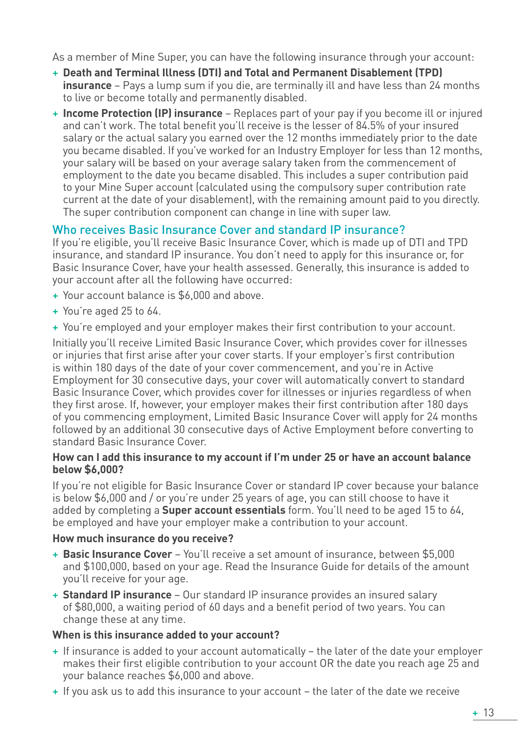As a member of Mine Super, you can have the following insurance through your account:

- **Death and Terminal Illness (DTI) and Total and Permanent Disablement (TPD) insurance** – Pays a lump sum if you die, are terminally ill and have less than 24 months to live or become totally and permanently disabled.
- **Income Protection (IP) insurance** – Replaces part of your pay if you become ill or injured and can't work. The total benefit you'll receive is the lesser of 84.5% of your insured salary or the actual salary you earned over the 12 months immediately prior to the date you became disabled. If you've worked for an Industry Employer for less than 12 months, your salary will be based on your average salary taken from the commencement of employment to the date you became disabled. This includes a super contribution paid to your Mine Super account (calculated using the compulsory super contribution rate current at the date of your disablement), with the remaining amount paid to you directly. The super contribution component can change in line with super law.

## Who receives Basic Insurance Cover and standard IP insurance?

If you're eligible, you'll receive Basic Insurance Cover, which is made up of DTI and TPD insurance, and standard IP insurance. You don't need to apply for this insurance or, for Basic Insurance Cover, have your health assessed. Generally, this insurance is added to your account after all the following have occurred:

- Your account balance is $6,000 and above.
- You're aged 25 to 64.
- You're employed and your employer makes their first contribution to your account.

Initially you'll receive Limited Basic Insurance Cover, which provides cover for illnesses or injuries that first arise after your cover starts. If your employer's first contribution is within 180 days of the date of your cover commencement, and you're in Active Employment for 30 consecutive days, your cover will automatically convert to standard Basic Insurance Cover, which provides cover for illnesses or injuries regardless of when they first arose. If, however, your employer makes their first contribution after 180 days of you commencing employment, Limited Basic Insurance Cover will apply for 24 months followed by an additional 30 consecutive days of Active Employment before converting to standard Basic Insurance Cover.

### How can I add this insurance to my account if I'm under 25 or have an account balance below $6,000?

If you're not eligible for Basic Insurance Cover or standard IP cover because your balance is below $6,000 and / or you're under 25 years of age, you can still choose to have it added by completing a **Super account essentials** form. You'll need to be aged 15 to 64, be employed and have your employer make a contribution to your account.

### How much insurance do you receive?

- **Basic Insurance Cover** – You'll receive a set amount of insurance, between $5,000 and $100,000, based on your age. Read the Insurance Guide for details of the amount you'll receive for your age.
- **Standard IP insurance** – Our standard IP insurance provides an insured salary of $80,000, a waiting period of 60 days and a benefit period of two years. You can change these at any time.

### When is this insurance added to your account?

- If insurance is added to your account automatically – the later of the date your employer makes their first eligible contribution to your account OR the date you reach age 25 and your balance reaches $6,000 and above.
- If you ask us to add this insurance to your account – the later of the date we receive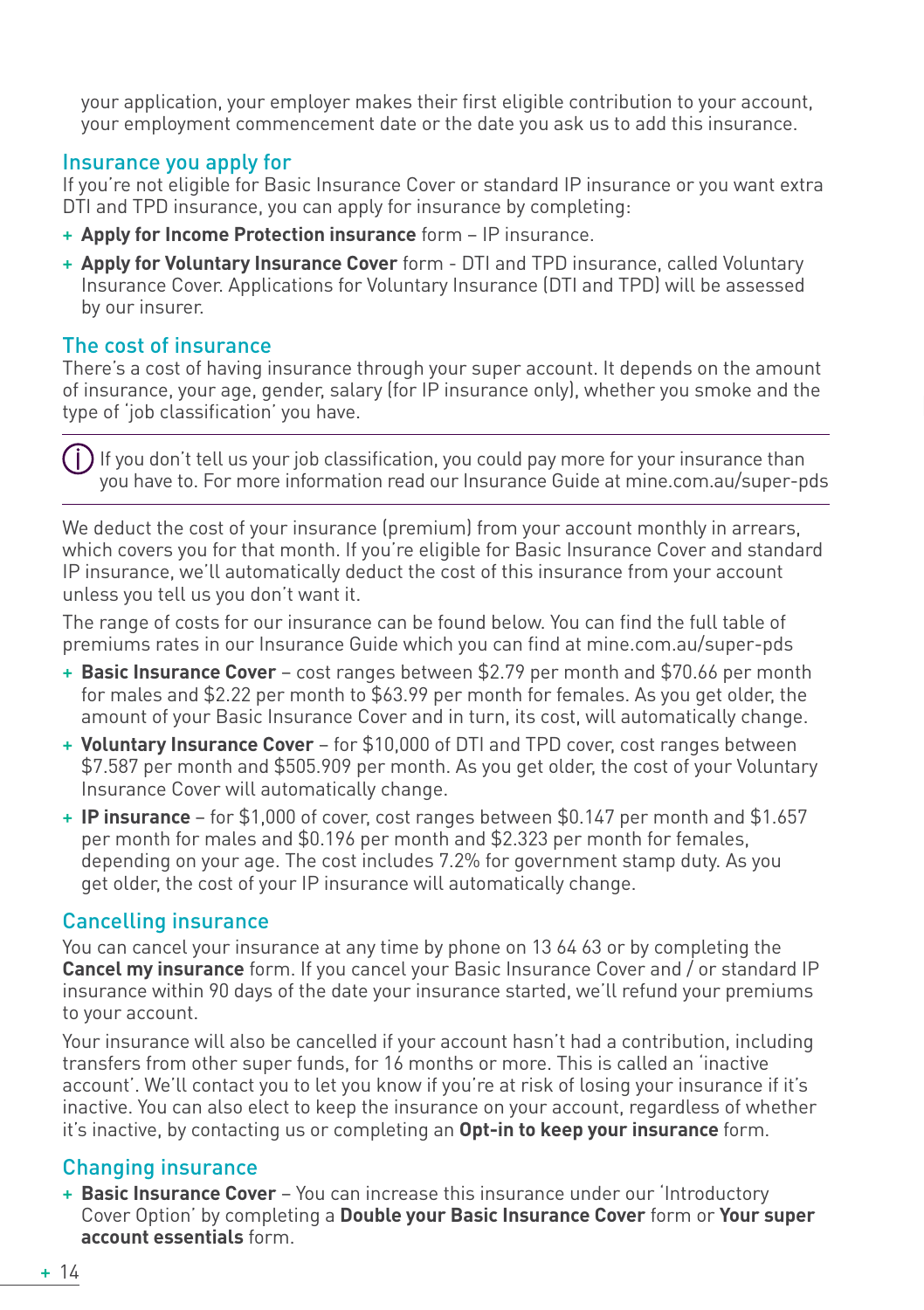your application, your employer makes their first eligible contribution to your account, your employment commencement date or the date you ask us to add this insurance.

## Insurance you apply for

If you're not eligible for Basic Insurance Cover or standard IP insurance or you want extra DTI and TPD insurance, you can apply for insurance by completing:

+ **Apply for Income Protection insurance** form – IP insurance.
+ **Apply for Voluntary Insurance Cover** form - DTI and TPD insurance, called Voluntary Insurance Cover. Applications for Voluntary Insurance (DTI and TPD) will be assessed by our insurer.

## The cost of insurance

There's a cost of having insurance through your super account. It depends on the amount of insurance, your age, gender, salary (for IP insurance only), whether you smoke and the type of 'job classification' you have.

---

If you don't tell us your job classification, you could pay more for your insurance than you have to. For more information read our Insurance Guide at mine.com.au/super-pds

---

We deduct the cost of your insurance (premium) from your account monthly in arrears, which covers you for that month. If you're eligible for Basic Insurance Cover and standard IP insurance, we'll automatically deduct the cost of this insurance from your account unless you tell us you don't want it.

The range of costs for our insurance can be found below. You can find the full table of premiums rates in our Insurance Guide which you can find at mine.com.au/super-pds

+ **Basic Insurance Cover** – cost ranges between $2.79 per month and $70.66 per month for males and $2.22 per month to $63.99 per month for females. As you get older, the amount of your Basic Insurance Cover and in turn, its cost, will automatically change.
+ **Voluntary Insurance Cover** – for $10,000 of DTI and TPD cover, cost ranges between $7.587 per month and $505.909 per month. As you get older, the cost of your Voluntary Insurance Cover will automatically change.
+ **IP insurance** – for $1,000 of cover, cost ranges between $0.147 per month and $1.657 per month for males and $0.196 per month and $2.323 per month for females, depending on your age. The cost includes 7.2% for government stamp duty. As you get older, the cost of your IP insurance will automatically change.

## Cancelling insurance

You can cancel your insurance at any time by phone on 13 64 63 or by completing the **Cancel my insurance** form. If you cancel your Basic Insurance Cover and / or standard IP insurance within 90 days of the date your insurance started, we'll refund your premiums to your account.

Your insurance will also be cancelled if your account hasn't had a contribution, including transfers from other super funds, for 16 months or more. This is called an 'inactive account'. We'll contact you to let you know if you're at risk of losing your insurance if it's inactive. You can also elect to keep the insurance on your account, regardless of whether it's inactive, by contacting us or completing an **Opt-in to keep your insurance** form.

## Changing insurance

+ **Basic Insurance Cover** – You can increase this insurance under our 'Introductory Cover Option' by completing a **Double your Basic Insurance Cover** form or **Your super account essentials** form.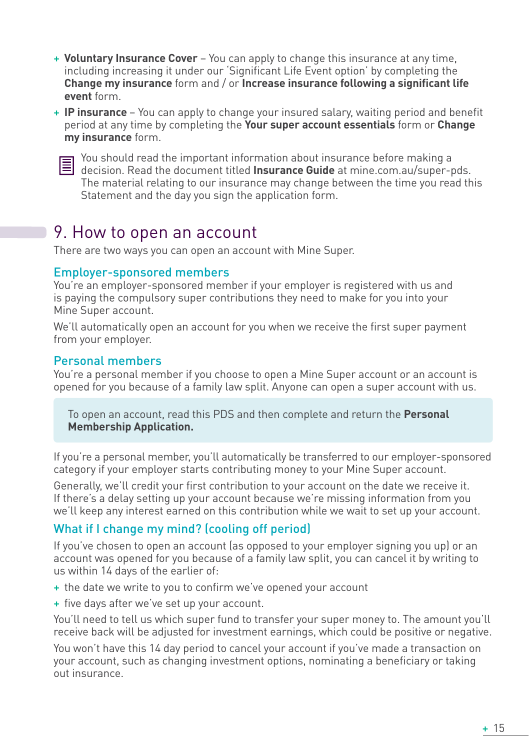- **Voluntary Insurance Cover** – You can apply to change this insurance at any time, including increasing it under our 'Significant Life Event option' by completing the **Change my insurance** form and / or **Increase insurance following a significant life event** form.
- **IP insurance** – You can apply to change your insured salary, waiting period and benefit period at any time by completing the **Your super account essentials** form or **Change my insurance** form.

You should read the important information about insurance before making a decision. Read the document titled **Insurance Guide** at mine.com.au/super-pds. The material relating to our insurance may change between the time you read this Statement and the day you sign the application form.

# 9. How to open an account

There are two ways you can open an account with Mine Super.

## Employer-sponsored members

You're an employer-sponsored member if your employer is registered with us and is paying the compulsory super contributions they need to make for you into your Mine Super account.

We'll automatically open an account for you when we receive the first super payment from your employer.

## Personal members

You're a personal member if you choose to open a Mine Super account or an account is opened for you because of a family law split. Anyone can open a super account with us.

To open an account, read this PDS and then complete and return the **Personal Membership Application.**

If you're a personal member, you'll automatically be transferred to our employer-sponsored category if your employer starts contributing money to your Mine Super account.

Generally, we'll credit your first contribution to your account on the date we receive it. If there's a delay setting up your account because we're missing information from you we'll keep any interest earned on this contribution while we wait to set up your account.

## What if I change my mind? (cooling off period)

If you've chosen to open an account (as opposed to your employer signing you up) or an account was opened for you because of a family law split, you can cancel it by writing to us within 14 days of the earlier of:

- the date we write to you to confirm we've opened your account
- five days after we've set up your account.

You'll need to tell us which super fund to transfer your super money to. The amount you'll receive back will be adjusted for investment earnings, which could be positive or negative.

You won't have this 14 day period to cancel your account if you've made a transaction on your account, such as changing investment options, nominating a beneficiary or taking out insurance.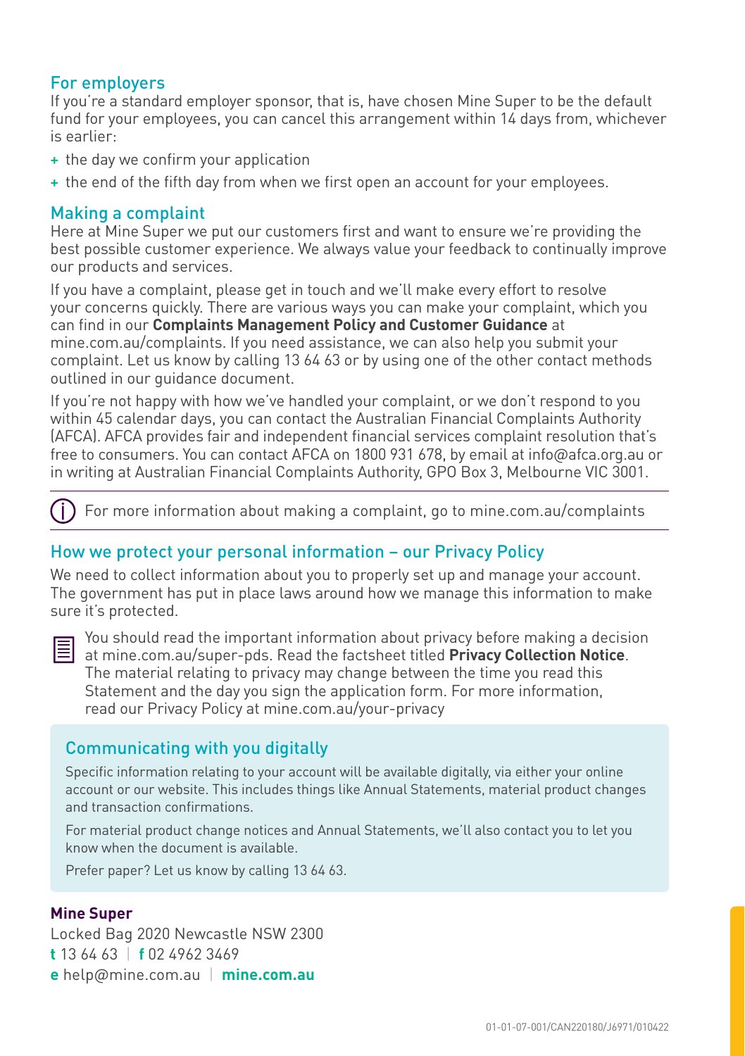## For employers

If you're a standard employer sponsor, that is, have chosen Mine Super to be the default fund for your employees, you can cancel this arrangement within 14 days from, whichever is earlier:

- the day we confirm your application
- the end of the fifth day from when we first open an account for your employees.

## Making a complaint

Here at Mine Super we put our customers first and want to ensure we're providing the best possible customer experience. We always value your feedback to continually improve our products and services.

If you have a complaint, please get in touch and we'll make every effort to resolve your concerns quickly. There are various ways you can make your complaint, which you can find in our **Complaints Management Policy and Customer Guidance** at mine.com.au/complaints. If you need assistance, we can also help you submit your complaint. Let us know by calling 13 64 63 or by using one of the other contact methods outlined in our guidance document.

If you're not happy with how we've handled your complaint, or we don't respond to you within 45 calendar days, you can contact the Australian Financial Complaints Authority (AFCA). AFCA provides fair and independent financial services complaint resolution that's free to consumers. You can contact AFCA on 1800 931 678, by email at info@afca.org.au or in writing at Australian Financial Complaints Authority, GPO Box 3, Melbourne VIC 3001.

For more information about making a complaint, go to mine.com.au/complaints

## How we protect your personal information – our Privacy Policy

We need to collect information about you to properly set up and manage your account. The government has put in place laws around how we manage this information to make sure it's protected.

You should read the important information about privacy before making a decision at mine.com.au/super-pds. Read the factsheet titled **Privacy Collection Notice**. The material relating to privacy may change between the time you read this Statement and the day you sign the application form. For more information, read our Privacy Policy at mine.com.au/your-privacy

### Communicating with you digitally

Specific information relating to your account will be available digitally, via either your online account or our website. This includes things like Annual Statements, material product changes and transaction confirmations.

For material product change notices and Annual Statements, we'll also contact you to let you know when the document is available.

Prefer paper? Let us know by calling 13 64 63.

**Mine Super**
Locked Bag 2020 Newcastle NSW 2300
**t** 13 64 63 | **f** 02 4962 3469
**e** help@mine.com.au | **mine.com.au**

01-01-07-001/CAN220180/J6971/010422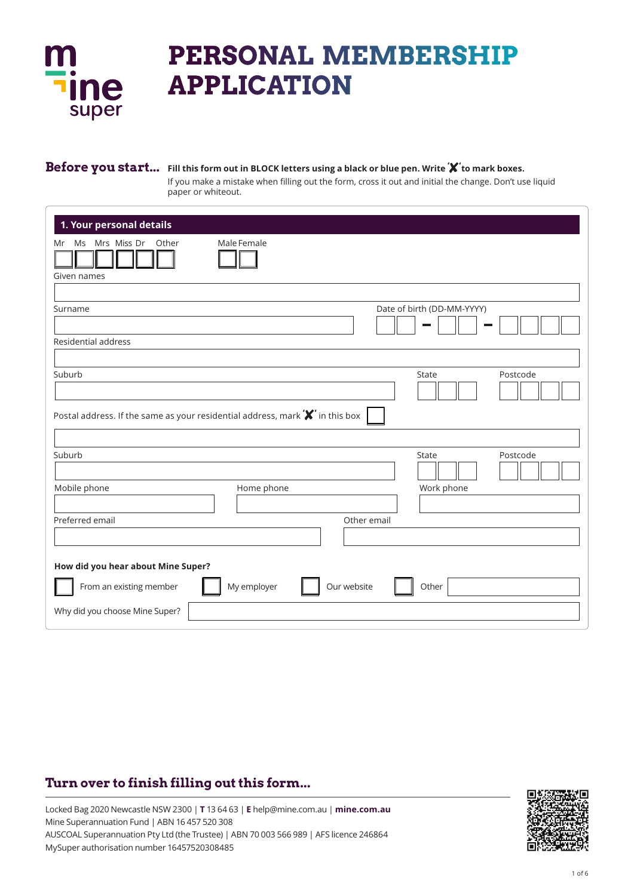# PERSONAL MEMBERSHIP APPLICATION

**Before you start...** **Fill this form out in BLOCK letters using a black or blue pen. Write 'X' to mark boxes.**

If you make a mistake when filling out the form, cross it out and initial the change. Don't use liquid paper or whiteout.

## 1. Your personal details

Mr ☐ Ms ☐ Mrs ☐ Miss ☐ Dr ☐ Other ☐

Male ☐ Female ☐

Given names

Surname

Date of birth (DD-MM-YYYY)

Residential address

Suburb

State

Postcode

Postal address. If the same as your residential address, mark 'X' in this box ☐

Suburb

State

Postcode

Mobile phone

Home phone

Work phone

Preferred email

Other email

**How did you hear about Mine Super?**

☐ From an existing member ☐ My employer ☐ Our website ☐ Other

Why did you choose Mine Super?

**Turn over to finish filling out this form...**

Locked Bag 2020 Newcastle NSW 2300 | **T** 13 64 63 | **E** help@mine.com.au | **mine.com.au**
Mine Superannuation Fund | ABN 16 457 520 308
AUSCOAL Superannuation Pty Ltd (the Trustee) | ABN 70 003 566 989 | AFS licence 246864
MySuper authorisation number 16457520308485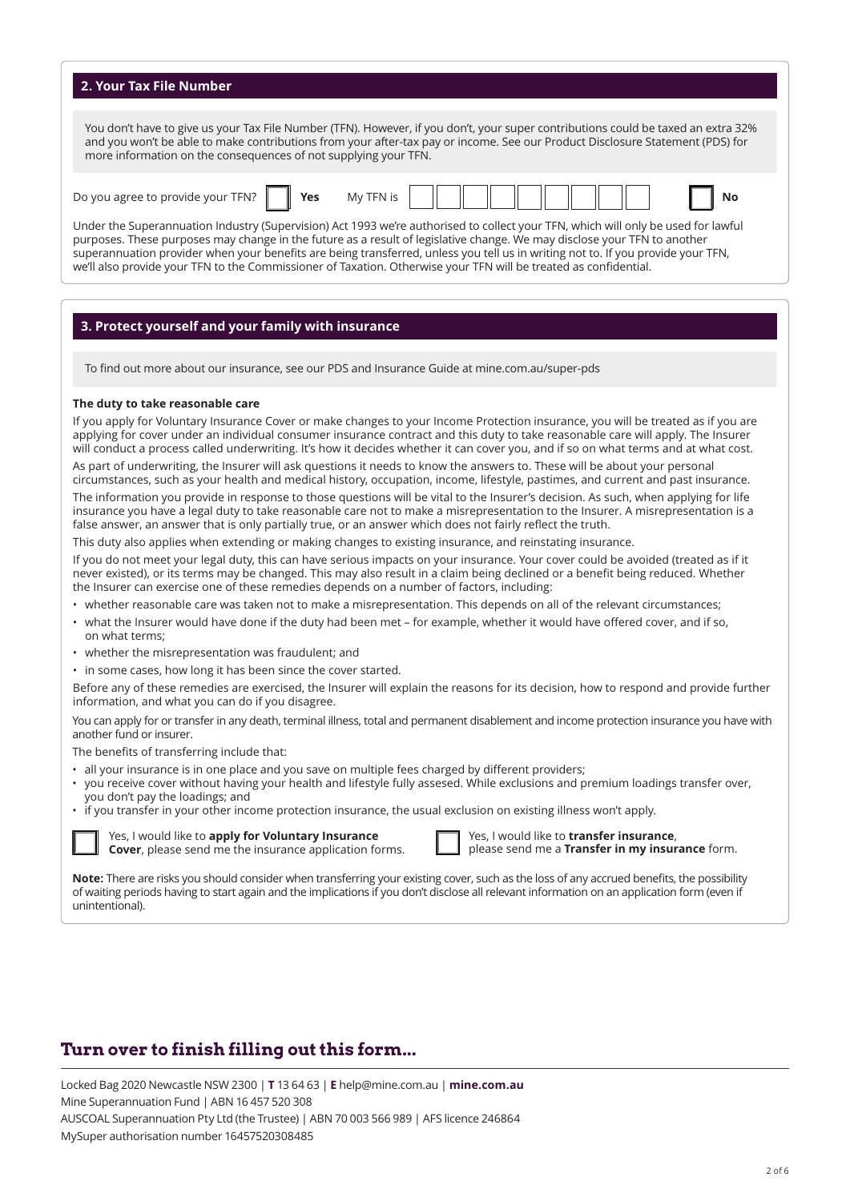## 2. Your Tax File Number

You don't have to give us your Tax File Number (TFN). However, if you don't, your super contributions could be taxed an extra 32% and you won't be able to make contributions from your after-tax pay or income. See our Product Disclosure Statement (PDS) for more information on the consequences of not supplying your TFN.

Do you agree to provide your TFN? ☐ **Yes** My TFN is ☐☐☐☐☐☐☐☐☐ ☐ **No**

Under the Superannuation Industry (Supervision) Act 1993 we're authorised to collect your TFN, which will only be used for lawful purposes. These purposes may change in the future as a result of legislative change. We may disclose your TFN to another superannuation provider when your benefits are being transferred, unless you tell us in writing not to. If you provide your TFN, we'll also provide your TFN to the Commissioner of Taxation. Otherwise your TFN will be treated as confidential.

## 3. Protect yourself and your family with insurance

To find out more about our insurance, see our PDS and Insurance Guide at mine.com.au/super-pds

**The duty to take reasonable care**

If you apply for Voluntary Insurance Cover or make changes to your Income Protection insurance, you will be treated as if you are applying for cover under an individual consumer insurance contract and this duty to take reasonable care will apply. The Insurer will conduct a process called underwriting. It's how it decides whether it can cover you, and if so on what terms and at what cost.

As part of underwriting, the Insurer will ask questions it needs to know the answers to. These will be about your personal circumstances, such as your health and medical history, occupation, income, lifestyle, pastimes, and current and past insurance.

The information you provide in response to those questions will be vital to the Insurer's decision. As such, when applying for life insurance you have a legal duty to take reasonable care not to make a misrepresentation to the Insurer. A misrepresentation is a false answer, an answer that is only partially true, or an answer which does not fairly reflect the truth.

This duty also applies when extending or making changes to existing insurance, and reinstating insurance.

If you do not meet your legal duty, this can have serious impacts on your insurance. Your cover could be avoided (treated as if it never existed), or its terms may be changed. This may also result in a claim being declined or a benefit being reduced. Whether the Insurer can exercise one of these remedies depends on a number of factors, including:

- whether reasonable care was taken not to make a misrepresentation. This depends on all of the relevant circumstances;
- what the Insurer would have done if the duty had been met – for example, whether it would have offered cover, and if so, on what terms;
- whether the misrepresentation was fraudulent; and
- in some cases, how long it has been since the cover started.

Before any of these remedies are exercised, the Insurer will explain the reasons for its decision, how to respond and provide further information, and what you can do if you disagree.

You can apply for or transfer in any death, terminal illness, total and permanent disablement and income protection insurance you have with another fund or insurer.

The benefits of transferring include that:

- all your insurance is in one place and you save on multiple fees charged by different providers;
- you receive cover without having your health and lifestyle fully assesed. While exclusions and premium loadings transfer over, you don't pay the loadings; and
- if you transfer in your other income protection insurance, the usual exclusion on existing illness won't apply.

☐ Yes, I would like to **apply for Voluntary Insurance Cover**, please send me the insurance application forms.

☐ Yes, I would like to **transfer insurance**, please send me a **Transfer in my insurance** form.

**Note:** There are risks you should consider when transferring your existing cover, such as the loss of any accrued benefits, the possibility of waiting periods having to start again and the implications if you don't disclose all relevant information on an application form (even if unintentional).

## Turn over to finish filling out this form...

Locked Bag 2020 Newcastle NSW 2300 | **T** 13 64 63 | **E** help@mine.com.au | **mine.com.au**
Mine Superannuation Fund | ABN 16 457 520 308
AUSCOAL Superannuation Pty Ltd (the Trustee) | ABN 70 003 566 989 | AFS licence 246864
MySuper authorisation number 16457520308485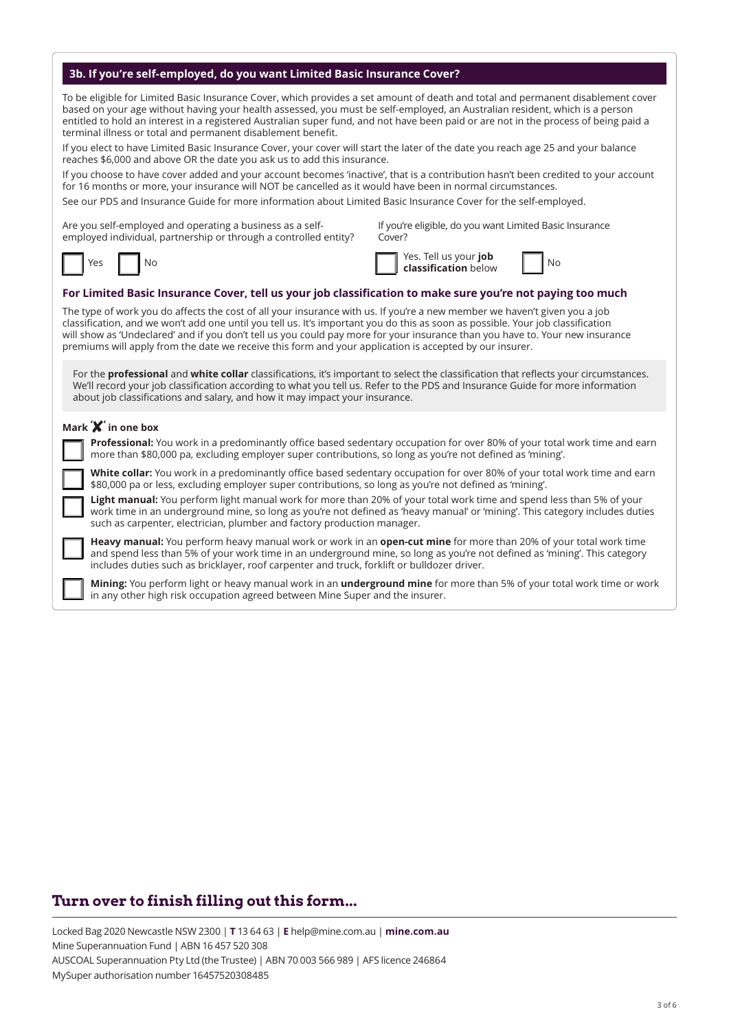## 3b. If you're self-employed, do you want Limited Basic Insurance Cover?

To be eligible for Limited Basic Insurance Cover, which provides a set amount of death and total and permanent disablement cover based on your age without having your health assessed, you must be self-employed, an Australian resident, which is a person entitled to hold an interest in a registered Australian super fund, and not have been paid or are not in the process of being paid a terminal illness or total and permanent disablement benefit.

If you elect to have Limited Basic Insurance Cover, your cover will start the later of the date you reach age 25 and your balance reaches $6,000 and above OR the date you ask us to add this insurance.

If you choose to have cover added and your account becomes 'inactive', that is a contribution hasn't been credited to your account for 16 months or more, your insurance will NOT be cancelled as it would have been in normal circumstances.

See our PDS and Insurance Guide for more information about Limited Basic Insurance Cover for the self-employed.

Are you self-employed and operating a business as a self-employed individual, partnership or through a controlled entity?

☐ Yes ☐ No

If you're eligible, do you want Limited Basic Insurance Cover?

☐ Yes. Tell us your **job classification** below ☐ No

### For Limited Basic Insurance Cover, tell us your job classification to make sure you're not paying too much

The type of work you do affects the cost of all your insurance with us. If you're a new member we haven't given you a job classification, and we won't add one until you tell us. It's important you do this as soon as possible. Your job classification will show as 'Undeclared' and if you don't tell us you could pay more for your insurance than you have to. Your new insurance premiums will apply from the date we receive this form and your application is accepted by our insurer.

For the **professional** and **white collar** classifications, it's important to select the classification that reflects your circumstances. We'll record your job classification according to what you tell us. Refer to the PDS and Insurance Guide for more information about job classifications and salary, and how it may impact your insurance.

**Mark 'X' in one box**

☐ **Professional:** You work in a predominantly office based sedentary occupation for over 80% of your total work time and earn more than $80,000 pa, excluding employer super contributions, so long as you're not defined as 'mining'.

☐ **White collar:** You work in a predominantly office based sedentary occupation for over 80% of your total work time and earn $80,000 pa or less, excluding employer super contributions, so long as you're not defined as 'mining'.

☐ **Light manual:** You perform light manual work for more than 20% of your total work time and spend less than 5% of your work time in an underground mine, so long as you're not defined as 'heavy manual' or 'mining'. This category includes duties such as carpenter, electrician, plumber and factory production manager.

☐ **Heavy manual:** You perform heavy manual work or work in an **open-cut mine** for more than 20% of your total work time and spend less than 5% of your work time in an underground mine, so long as you're not defined as 'mining'. This category includes duties such as bricklayer, roof carpenter and truck, forklift or bulldozer driver.

☐ **Mining:** You perform light or heavy manual work in an **underground mine** for more than 5% of your total work time or work in any other high risk occupation agreed between Mine Super and the insurer.

## Turn over to finish filling out this form...

Locked Bag 2020 Newcastle NSW 2300 | **T** 13 64 63 | **E** help@mine.com.au | **mine.com.au**
Mine Superannuation Fund | ABN 16 457 520 308
AUSCOAL Superannuation Pty Ltd (the Trustee) | ABN 70 003 566 989 | AFS licence 246864
MySuper authorisation number 16457520308485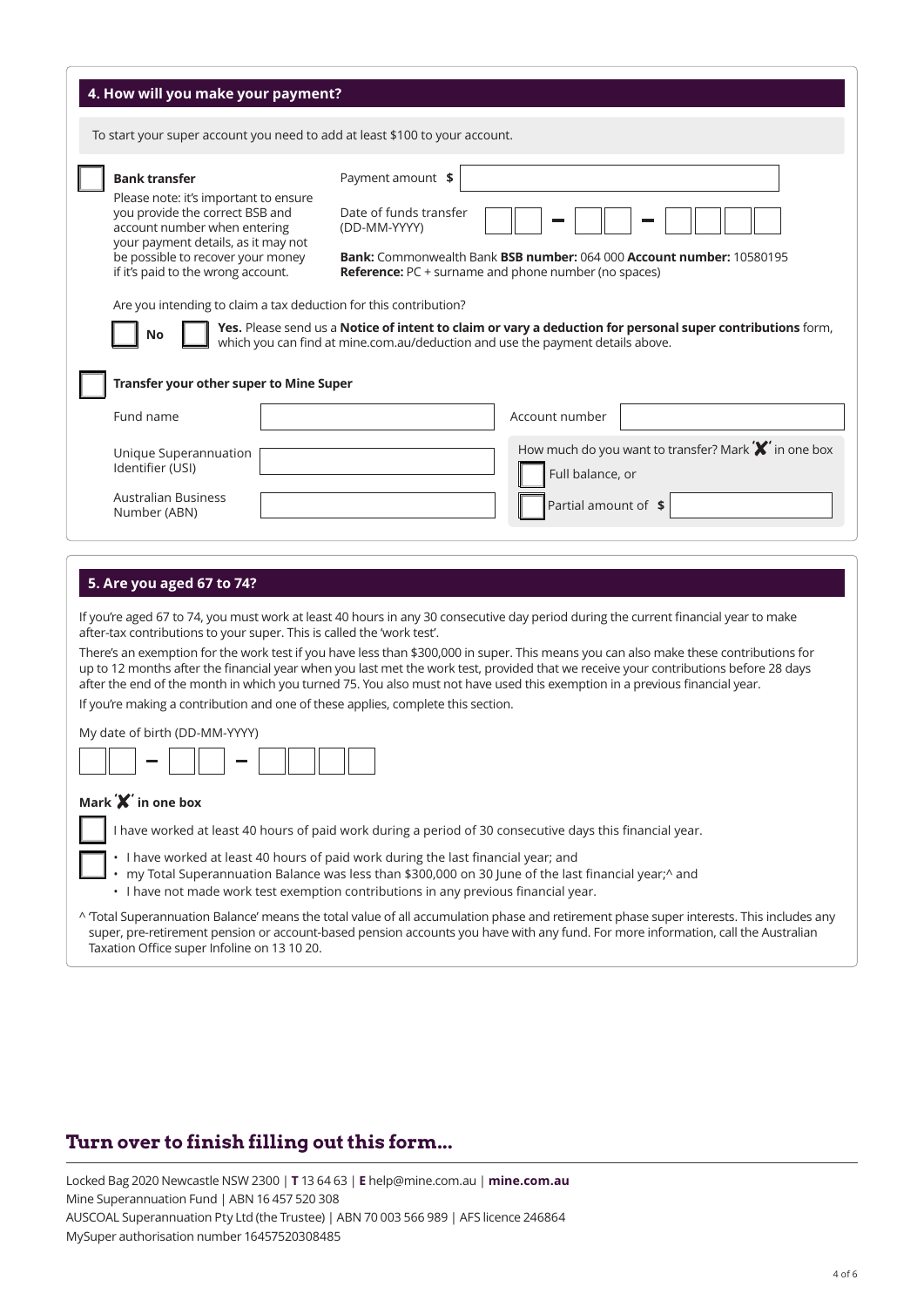## 4. How will you make your payment?

To start your super account you need to add at least $100 to your account.

☐ **Bank transfer**

Please note: it's important to ensure you provide the correct BSB and account number when entering your payment details, as it may not be possible to recover your money if it's paid to the wrong account.

Payment amount **$** ____________

Date of funds transfer (DD-MM-YYYY) __ __ – __ __ – __ __ __ __

**Bank:** Commonwealth Bank **BSB number:** 064 000 **Account number:** 10580195
**Reference:** PC + surname and phone number (no spaces)

Are you intending to claim a tax deduction for this contribution?

☐ **No**

☐ **Yes.** Please send us a **Notice of intent to claim or vary a deduction for personal super contributions** form, which you can find at mine.com.au/deduction and use the payment details above.

☐ **Transfer your other super to Mine Super**

Fund name ____________

Account number ____________

Unique Superannuation Identifier (USI) ____________

Australian Business Number (ABN) ____________

How much do you want to transfer? Mark 'X' in one box

☐ Full balance, or

☐ Partial amount of **$** ____________

## 5. Are you aged 67 to 74?

If you're aged 67 to 74, you must work at least 40 hours in any 30 consecutive day period during the current financial year to make after-tax contributions to your super. This is called the 'work test'.

There's an exemption for the work test if you have less than $300,000 in super. This means you can also make these contributions for up to 12 months after the financial year when you last met the work test, provided that we receive your contributions before 28 days after the end of the month in which you turned 75. You also must not have used this exemption in a previous financial year.

If you're making a contribution and one of these applies, complete this section.

My date of birth (DD-MM-YYYY) __ __ – __ __ – __ __ __ __

**Mark 'X' in one box**

☐ I have worked at least 40 hours of paid work during a period of 30 consecutive days this financial year.

☐
- I have worked at least 40 hours of paid work during the last financial year; and
- my Total Superannuation Balance was less than $300,000 on 30 June of the last financial year;^ and
- I have not made work test exemption contributions in any previous financial year.

^ 'Total Superannuation Balance' means the total value of all accumulation phase and retirement phase super interests. This includes any super, pre-retirement pension or account-based pension accounts you have with any fund. For more information, call the Australian Taxation Office super Infoline on 13 10 20.

**Turn over to finish filling out this form...**

Locked Bag 2020 Newcastle NSW 2300 | **T** 13 64 63 | **E** help@mine.com.au | **mine.com.au**
Mine Superannuation Fund | ABN 16 457 520 308
AUSCOAL Superannuation Pty Ltd (the Trustee) | ABN 70 003 566 989 | AFS licence 246864
MySuper authorisation number 16457520308485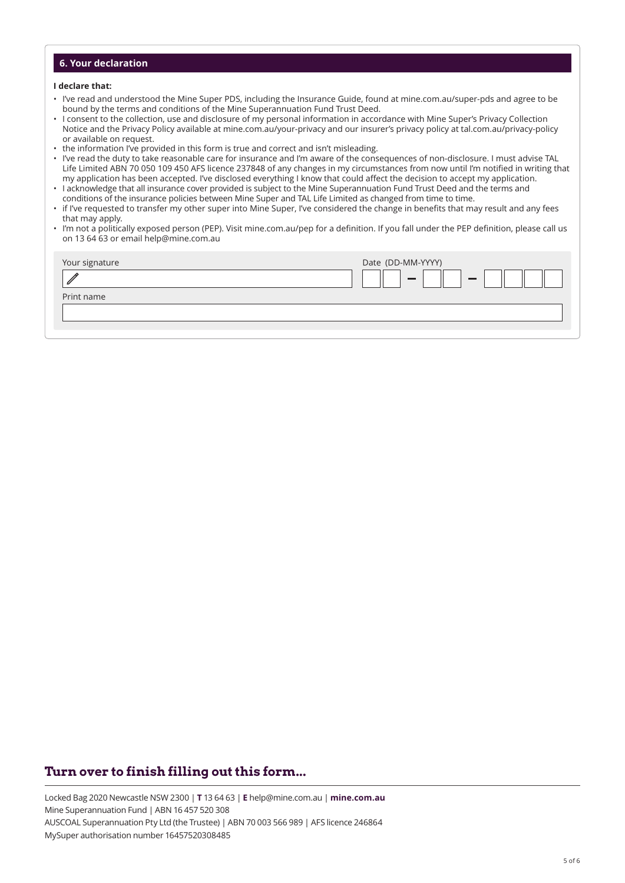## 6. Your declaration

**I declare that:**

- I've read and understood the Mine Super PDS, including the Insurance Guide, found at mine.com.au/super-pds and agree to be bound by the terms and conditions of the Mine Superannuation Fund Trust Deed.
- I consent to the collection, use and disclosure of my personal information in accordance with Mine Super's Privacy Collection Notice and the Privacy Policy available at mine.com.au/your-privacy and our insurer's privacy policy at tal.com.au/privacy-policy or available on request.
- the information I've provided in this form is true and correct and isn't misleading.
- I've read the duty to take reasonable care for insurance and I'm aware of the consequences of non-disclosure. I must advise TAL Life Limited ABN 70 050 109 450 AFS licence 237848 of any changes in my circumstances from now until I'm notified in writing that my application has been accepted. I've disclosed everything I know that could affect the decision to accept my application.
- I acknowledge that all insurance cover provided is subject to the Mine Superannuation Fund Trust Deed and the terms and conditions of the insurance policies between Mine Super and TAL Life Limited as changed from time to time.
- if I've requested to transfer my other super into Mine Super, I've considered the change in benefits that may result and any fees that may apply.
- I'm not a politically exposed person (PEP). Visit mine.com.au/pep for a definition. If you fall under the PEP definition, please call us on 13 64 63 or email help@mine.com.au

Your signature

Date (DD-MM-YYYY) __ __ – __ __ – __ __ __ __

Print name

**Turn over to finish filling out this form...**

Locked Bag 2020 Newcastle NSW 2300 | **T** 13 64 63 | **E** help@mine.com.au | **mine.com.au**
Mine Superannuation Fund | ABN 16 457 520 308
AUSCOAL Superannuation Pty Ltd (the Trustee) | ABN 70 003 566 989 | AFS licence 246864
MySuper authorisation number 16457520308485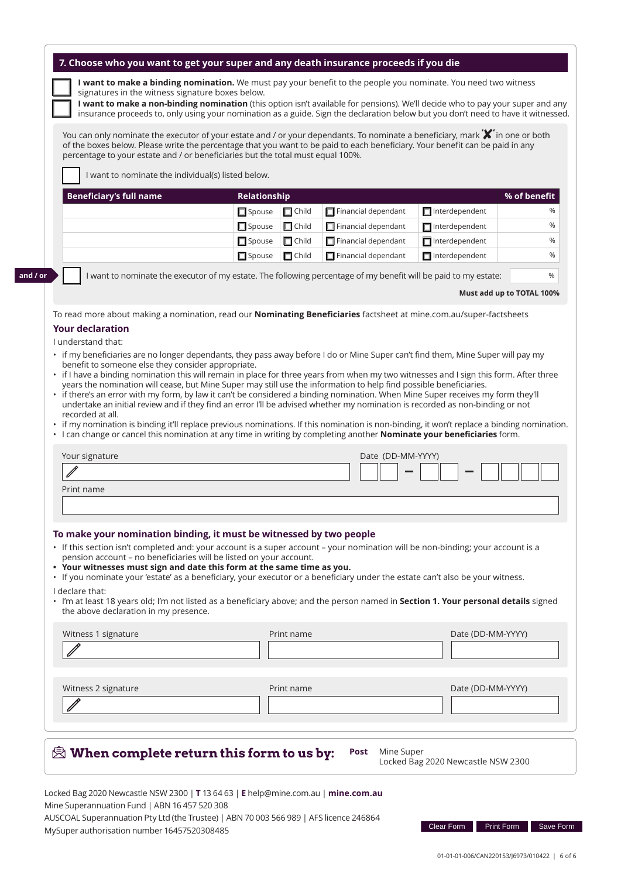## 7. Choose who you want to get your super and any death insurance proceeds if you die

☐ **I want to make a binding nomination.** We must pay your benefit to the people you nominate. You need two witness signatures in the witness signature boxes below.

☐ **I want to make a non-binding nomination** (this option isn't available for pensions). We'll decide who to pay your super and any insurance proceeds to, only using your nomination as a guide. Sign the declaration below but you don't need to have it witnessed.

You can only nominate the executor of your estate and / or your dependants. To nominate a beneficiary, mark 'X' in one or both of the boxes below. Please write the percentage that you want to be paid to each beneficiary. Your benefit can be paid in any percentage to your estate and / or beneficiaries but the total must equal 100%.

☐ I want to nominate the individual(s) listed below.

| Beneficiary's full name | Relationship | | | | % of benefit |
|---|---|---|---|---|---|
| | ☐ Spouse | ☐ Child | ☐ Financial dependant | ☐ Interdependent | % |
| | ☐ Spouse | ☐ Child | ☐ Financial dependant | ☐ Interdependent | % |
| | ☐ Spouse | ☐ Child | ☐ Financial dependant | ☐ Interdependent | % |
| | ☐ Spouse | ☐ Child | ☐ Financial dependant | ☐ Interdependent | % |

**and / or**

☐ I want to nominate the executor of my estate. The following percentage of my benefit will be paid to my estate: ______ %

**Must add up to TOTAL 100%**

To read more about making a nomination, read our **Nominating Beneficiaries** factsheet at mine.com.au/super-factsheets

### Your declaration

I understand that:

- if my beneficiaries are no longer dependants, they pass away before I do or Mine Super can't find them, Mine Super will pay my benefit to someone else they consider appropriate.
- if I have a binding nomination this will remain in place for three years from when my two witnesses and I sign this form. After three years the nomination will cease, but Mine Super may still use the information to help find possible beneficiaries.
- if there's an error with my form, by law it can't be considered a binding nomination. When Mine Super receives my form they'll undertake an initial review and if they find an error I'll be advised whether my nomination is recorded as non-binding or not recorded at all.
- if my nomination is binding it'll replace previous nominations. If this nomination is non-binding, it won't replace a binding nomination.
- I can change or cancel this nomination at any time in writing by completing another **Nominate your beneficiaries** form.

| Your signature | Date (DD-MM-YYYY) |
|---|---|
| | __ __ - __ __ - __ __ __ __ |

Print name

### To make your nomination binding, it must be witnessed by two people

- If this section isn't completed and: your account is a super account – your nomination will be non-binding; your account is a pension account – no beneficiaries will be listed on your account.
- **Your witnesses must sign and date this form at the same time as you.**
- If you nominate your 'estate' as a beneficiary, your executor or a beneficiary under the estate can't also be your witness.

I declare that:

- I'm at least 18 years old; I'm not listed as a beneficiary above; and the person named in **Section 1. Your personal details** signed the above declaration in my presence.

| Witness 1 signature | Print name | Date (DD-MM-YYYY) |
|---|---|---|
| | | |

| Witness 2 signature | Print name | Date (DD-MM-YYYY) |
|---|---|---|
| | | |

**When complete return this form to us by:** **Post** Mine Super, Locked Bag 2020 Newcastle NSW 2300

Locked Bag 2020 Newcastle NSW 2300 | **T** 13 64 63 | **E** help@mine.com.au | **mine.com.au**
Mine Superannuation Fund | ABN 16 457 520 308
AUSCOAL Superannuation Pty Ltd (the Trustee) | ABN 70 003 566 989 | AFS licence 246864
MySuper authorisation number 16457520308485

01-01-01-006/CAN220153/J6973/010422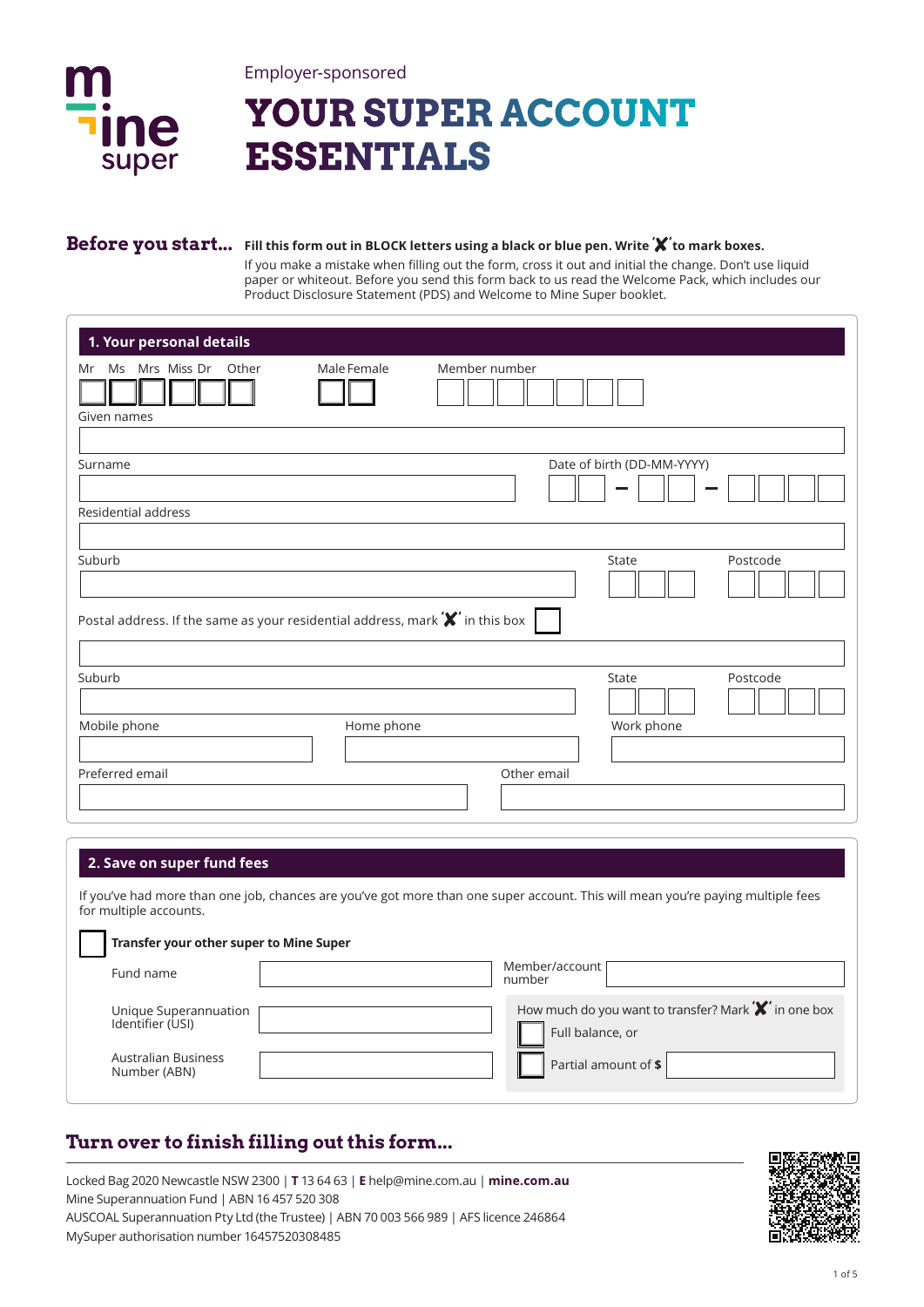mine super

Employer-sponsored

# YOUR SUPER ACCOUNT ESSENTIALS

## Before you start...

**Fill this form out in BLOCK letters using a black or blue pen. Write 'X' to mark boxes.**

If you make a mistake when filling out the form, cross it out and initial the change. Don't use liquid paper or whiteout. Before you send this form back to us read the Welcome Pack, which includes our Product Disclosure Statement (PDS) and Welcome to Mine Super booklet.

### 1. Your personal details

Mr ☐ Ms ☐ Mrs ☐ Miss ☐ Dr ☐ Other ☐

Male ☐ Female ☐

Member number

Given names

Surname

Date of birth (DD-MM-YYYY)

Residential address

Suburb

State

Postcode

Postal address. If the same as your residential address, mark 'X' in this box ☐

Suburb

State

Postcode

Mobile phone

Home phone

Work phone

Preferred email

Other email

### 2. Save on super fund fees

If you've had more than one job, chances are you've got more than one super account. This will mean you're paying multiple fees for multiple accounts.

☐ **Transfer your other super to Mine Super**

Fund name

Member/account number

Unique Superannuation Identifier (USI)

Australian Business Number (ABN)

How much do you want to transfer? Mark 'X' in one box

☐ Full balance, or

☐ Partial amount of **$**

## Turn over to finish filling out this form...

Locked Bag 2020 Newcastle NSW 2300 | **T** 13 64 63 | **E** help@mine.com.au | **mine.com.au**
Mine Superannuation Fund | ABN 16 457 520 308
AUSCOAL Superannuation Pty Ltd (the Trustee) | ABN 70 003 566 989 | AFS licence 246864
MySuper authorisation number 16457520308485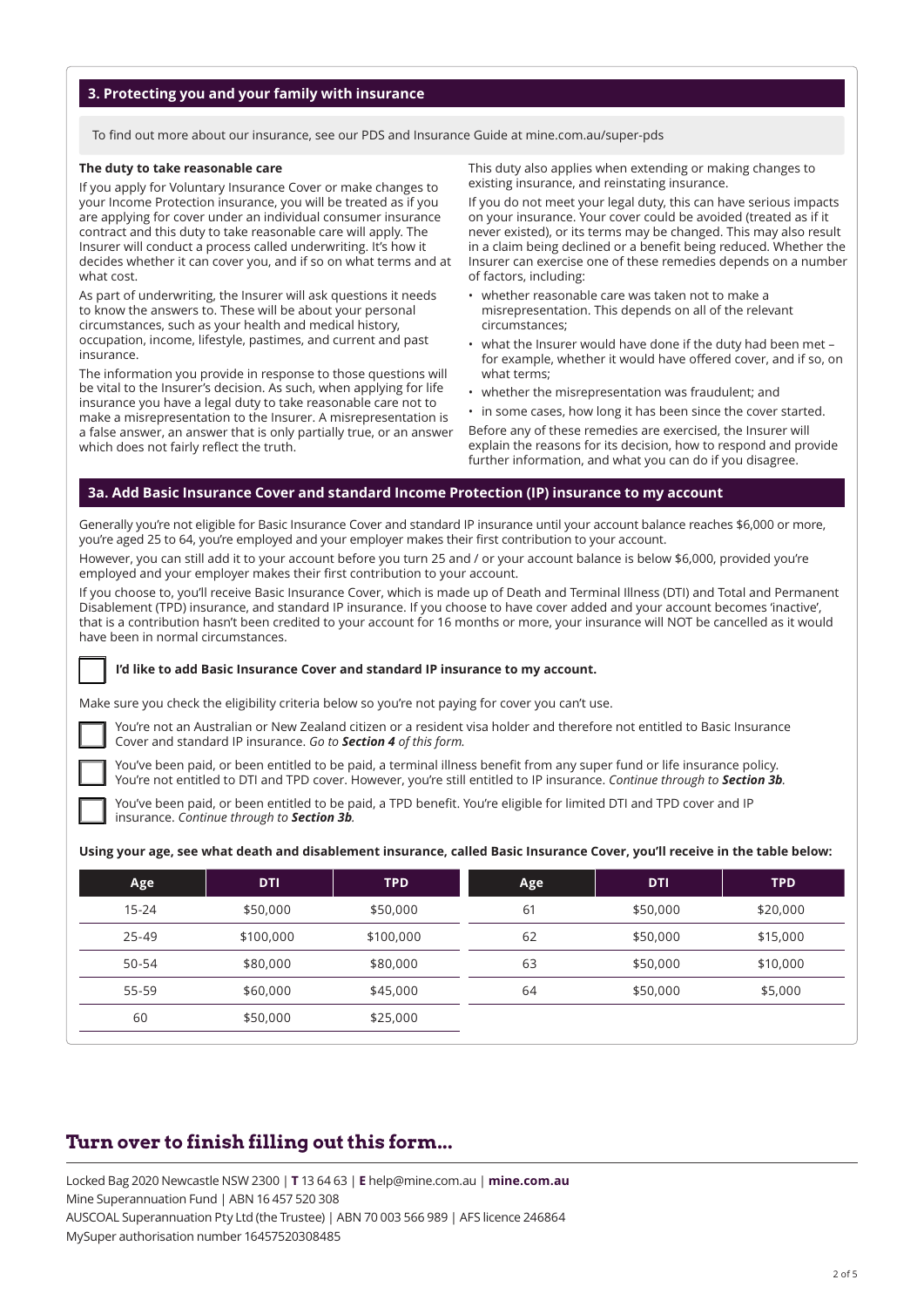## 3. Protecting you and your family with insurance

To find out more about our insurance, see our PDS and Insurance Guide at mine.com.au/super-pds

**The duty to take reasonable care**

If you apply for Voluntary Insurance Cover or make changes to your Income Protection insurance, you will be treated as if you are applying for cover under an individual consumer insurance contract and this duty to take reasonable care will apply. The Insurer will conduct a process called underwriting. It's how it decides whether it can cover you, and if so on what terms and at what cost.

As part of underwriting, the Insurer will ask questions it needs to know the answers to. These will be about your personal circumstances, such as your health and medical history, occupation, income, lifestyle, pastimes, and current and past insurance.

The information you provide in response to those questions will be vital to the Insurer's decision. As such, when applying for life insurance you have a legal duty to take reasonable care not to make a misrepresentation to the Insurer. A misrepresentation is a false answer, an answer that is only partially true, or an answer which does not fairly reflect the truth.

This duty also applies when extending or making changes to existing insurance, and reinstating insurance.

If you do not meet your legal duty, this can have serious impacts on your insurance. Your cover could be avoided (treated as if it never existed), or its terms may be changed. This may also result in a claim being declined or a benefit being reduced. Whether the Insurer can exercise one of these remedies depends on a number of factors, including:

- whether reasonable care was taken not to make a misrepresentation. This depends on all of the relevant circumstances;
- what the Insurer would have done if the duty had been met – for example, whether it would have offered cover, and if so, on what terms;
- whether the misrepresentation was fraudulent; and
- in some cases, how long it has been since the cover started.

Before any of these remedies are exercised, the Insurer will explain the reasons for its decision, how to respond and provide further information, and what you can do if you disagree.

## 3a. Add Basic Insurance Cover and standard Income Protection (IP) insurance to my account

Generally you're not eligible for Basic Insurance Cover and standard IP insurance until your account balance reaches $6,000 or more, you're aged 25 to 64, you're employed and your employer makes their first contribution to your account.

However, you can still add it to your account before you turn 25 and / or your account balance is below $6,000, provided you're employed and your employer makes their first contribution to your account.

If you choose to, you'll receive Basic Insurance Cover, which is made up of Death and Terminal Illness (DTI) and Total and Permanent Disablement (TPD) insurance, and standard IP insurance. If you choose to have cover added and your account becomes 'inactive', that is a contribution hasn't been credited to your account for 16 months or more, your insurance will NOT be cancelled as it would have been in normal circumstances.

☐ **I'd like to add Basic Insurance Cover and standard IP insurance to my account.**

Make sure you check the eligibility criteria below so you're not paying for cover you can't use.

☐ You're not an Australian or New Zealand citizen or a resident visa holder and therefore not entitled to Basic Insurance Cover and standard IP insurance. *Go to **Section 4** of this form.*

☐ You've been paid, or been entitled to be paid, a terminal illness benefit from any super fund or life insurance policy. You're not entitled to DTI and TPD cover. However, you're still entitled to IP insurance. *Continue through to **Section 3b**.*

☐ You've been paid, or been entitled to be paid, a TPD benefit. You're eligible for limited DTI and TPD cover and IP insurance. *Continue through to **Section 3b**.*

**Using your age, see what death and disablement insurance, called Basic Insurance Cover, you'll receive in the table below:**

| Age | DTI | TPD | Age | DTI | TPD |
|---|---|---|---|---|---|
| 15-24 | $50,000 | $50,000 | 61 | $50,000 | $20,000 |
| 25-49 | $100,000 | $100,000 | 62 | $50,000 | $15,000 |
| 50-54 | $80,000 | $80,000 | 63 | $50,000 | $10,000 |
| 55-59 | $60,000 | $45,000 | 64 | $50,000 | $5,000 |
| 60 | $50,000 | $25,000 | | | |

## Turn over to finish filling out this form...

Locked Bag 2020 Newcastle NSW 2300 | **T** 13 64 63 | **E** help@mine.com.au | **mine.com.au**
Mine Superannuation Fund | ABN 16 457 520 308
AUSCOAL Superannuation Pty Ltd (the Trustee) | ABN 70 003 566 989 | AFS licence 246864
MySuper authorisation number 16457520308485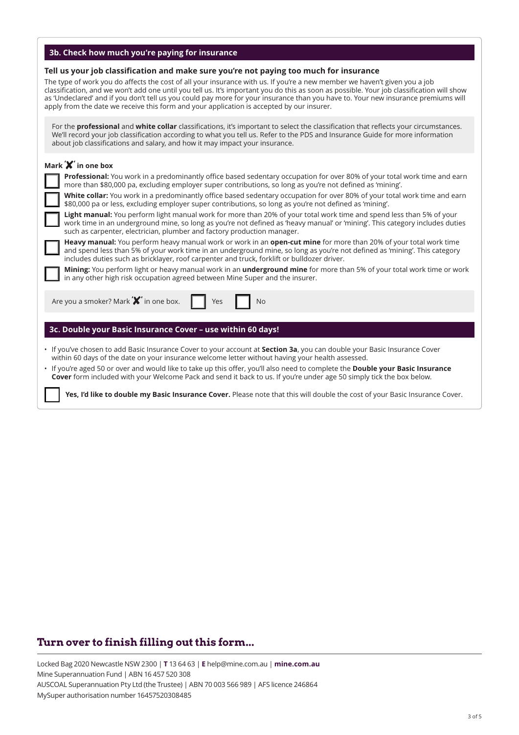## 3b. Check how much you're paying for insurance

**Tell us your job classification and make sure you're not paying too much for insurance**

The type of work you do affects the cost of all your insurance with us. If you're a new member we haven't given you a job classification, and we won't add one until you tell us. It's important you do this as soon as possible. Your job classification will show as 'Undeclared' and if you don't tell us you could pay more for your insurance than you have to. Your new insurance premiums will apply from the date we receive this form and your application is accepted by our insurer.

For the **professional** and **white collar** classifications, it's important to select the classification that reflects your circumstances. We'll record your job classification according to what you tell us. Refer to the PDS and Insurance Guide for more information about job classifications and salary, and how it may impact your insurance.

**Mark 'X' in one box**

☐ **Professional:** You work in a predominantly office based sedentary occupation for over 80% of your total work time and earn more than $80,000 pa, excluding employer super contributions, so long as you're not defined as 'mining'.

☐ **White collar:** You work in a predominantly office based sedentary occupation for over 80% of your total work time and earn $80,000 pa or less, excluding employer super contributions, so long as you're not defined as 'mining'.

☐ **Light manual:** You perform light manual work for more than 20% of your total work time and spend less than 5% of your work time in an underground mine, so long as you're not defined as 'heavy manual' or 'mining'. This category includes duties such as carpenter, electrician, plumber and factory production manager.

☐ **Heavy manual:** You perform heavy manual work or work in an **open-cut mine** for more than 20% of your total work time and spend less than 5% of your work time in an underground mine, so long as you're not defined as 'mining'. This category includes duties such as bricklayer, roof carpenter and truck, forklift or bulldozer driver.

☐ **Mining:** You perform light or heavy manual work in an **underground mine** for more than 5% of your total work time or work in any other high risk occupation agreed between Mine Super and the insurer.

Are you a smoker? Mark 'X' in one box. ☐ Yes ☐ No

## 3c. Double your Basic Insurance Cover – use within 60 days!

- If you've chosen to add Basic Insurance Cover to your account at **Section 3a**, you can double your Basic Insurance Cover within 60 days of the date on your insurance welcome letter without having your health assessed.
- If you're aged 50 or over and would like to take up this offer, you'll also need to complete the **Double your Basic Insurance Cover** form included with your Welcome Pack and send it back to us. If you're under age 50 simply tick the box below.

☐ **Yes, I'd like to double my Basic Insurance Cover.** Please note that this will double the cost of your Basic Insurance Cover.

**Turn over to finish filling out this form...**

Locked Bag 2020 Newcastle NSW 2300 | **T** 13 64 63 | **E** help@mine.com.au | **mine.com.au**
Mine Superannuation Fund | ABN 16 457 520 308
AUSCOAL Superannuation Pty Ltd (the Trustee) | ABN 70 003 566 989 | AFS licence 246864
MySuper authorisation number 16457520308485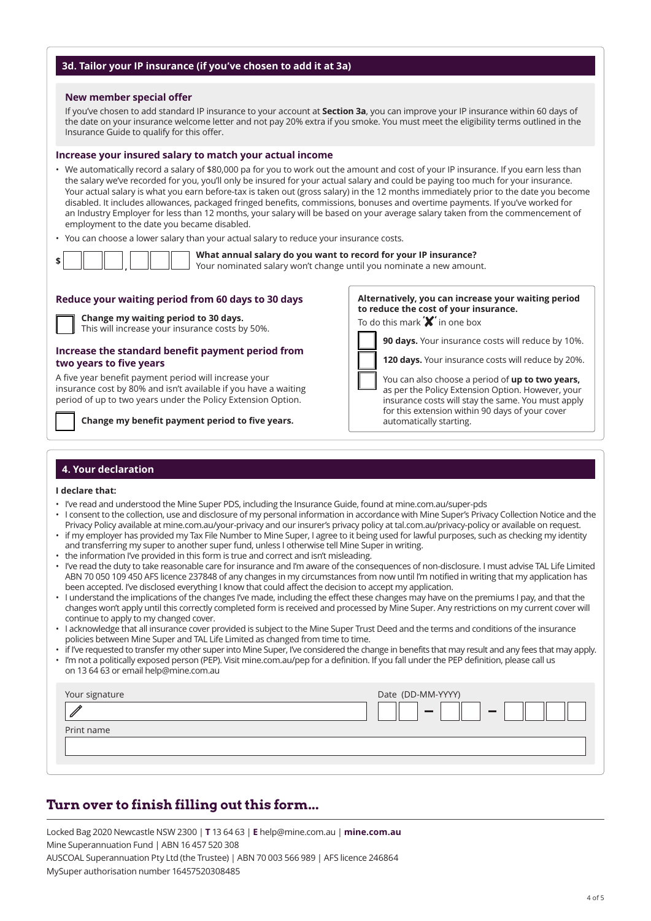## 3d. Tailor your IP insurance (if you've chosen to add it at 3a)

**New member special offer**

If you've chosen to add standard IP insurance to your account at **Section 3a**, you can improve your IP insurance within 60 days of the date on your insurance welcome letter and not pay 20% extra if you smoke. You must meet the eligibility terms outlined in the Insurance Guide to qualify for this offer.

### Increase your insured salary to match your actual income

- We automatically record a salary of $80,000 pa for you to work out the amount and cost of your IP insurance. If you earn less than the salary we've recorded for you, you'll only be insured for your actual salary and could be paying too much for your insurance. Your actual salary is what you earn before-tax is taken out (gross salary) in the 12 months immediately prior to the date you become disabled. It includes allowances, packaged fringed benefits, commissions, bonuses and overtime payments. If you've worked for an Industry Employer for less than 12 months, your salary will be based on your average salary taken from the commencement of employment to the date you became disabled.
- You can choose a lower salary than your actual salary to reduce your insurance costs.

$ ☐☐☐,☐☐☐ **What annual salary do you want to record for your IP insurance?**
Your nominated salary won't change until you nominate a new amount.

### Reduce your waiting period from 60 days to 30 days

☐ **Change my waiting period to 30 days.**
This will increase your insurance costs by 50%.

### Increase the standard benefit payment period from two years to five years

A five year benefit payment period will increase your insurance cost by 80% and isn't available if you have a waiting period of up to two years under the Policy Extension Option.

☐ **Change my benefit payment period to five years.**

**Alternatively, you can increase your waiting period to reduce the cost of your insurance.**

To do this mark '✘' in one box

☐ **90 days.** Your insurance costs will reduce by 10%.

☐ **120 days.** Your insurance costs will reduce by 20%.

☐ You can also choose a period of **up to two years,** as per the Policy Extension Option. However, your insurance costs will stay the same. You must apply for this extension within 90 days of your cover automatically starting.

## 4. Your declaration

**I declare that:**

- I've read and understood the Mine Super PDS, including the Insurance Guide, found at mine.com.au/super-pds
- I consent to the collection, use and disclosure of my personal information in accordance with Mine Super's Privacy Collection Notice and the Privacy Policy available at mine.com.au/your-privacy and our insurer's privacy policy at tal.com.au/privacy-policy or available on request.
- if my employer has provided my Tax File Number to Mine Super, I agree to it being used for lawful purposes, such as checking my identity and transferring my super to another super fund, unless I otherwise tell Mine Super in writing.
- the information I've provided in this form is true and correct and isn't misleading.
- I've read the duty to take reasonable care for insurance and I'm aware of the consequences of non-disclosure. I must advise TAL Life Limited ABN 70 050 109 450 AFS licence 237848 of any changes in my circumstances from now until I'm notified in writing that my application has been accepted. I've disclosed everything I know that could affect the decision to accept my application.
- I understand the implications of the changes I've made, including the effect these changes may have on the premiums I pay, and that the changes won't apply until this correctly completed form is received and processed by Mine Super. Any restrictions on my current cover will continue to apply to my changed cover.
- I acknowledge that all insurance cover provided is subject to the Mine Super Trust Deed and the terms and conditions of the insurance policies between Mine Super and TAL Life Limited as changed from time to time.
- if I've requested to transfer my other super into Mine Super, I've considered the change in benefits that may result and any fees that may apply.
- I'm not a politically exposed person (PEP). Visit mine.com.au/pep for a definition. If you fall under the PEP definition, please call us on 13 64 63 or email help@mine.com.au

Your signature ________________________ Date (DD-MM-YYYY) ☐☐ – ☐☐ – ☐☐☐☐

Print name ________________________

## Turn over to finish filling out this form...

Locked Bag 2020 Newcastle NSW 2300 | **T** 13 64 63 | **E** help@mine.com.au | **mine.com.au**
Mine Superannuation Fund | ABN 16 457 520 308
AUSCOAL Superannuation Pty Ltd (the Trustee) | ABN 70 003 566 989 | AFS licence 246864
MySuper authorisation number 16457520308485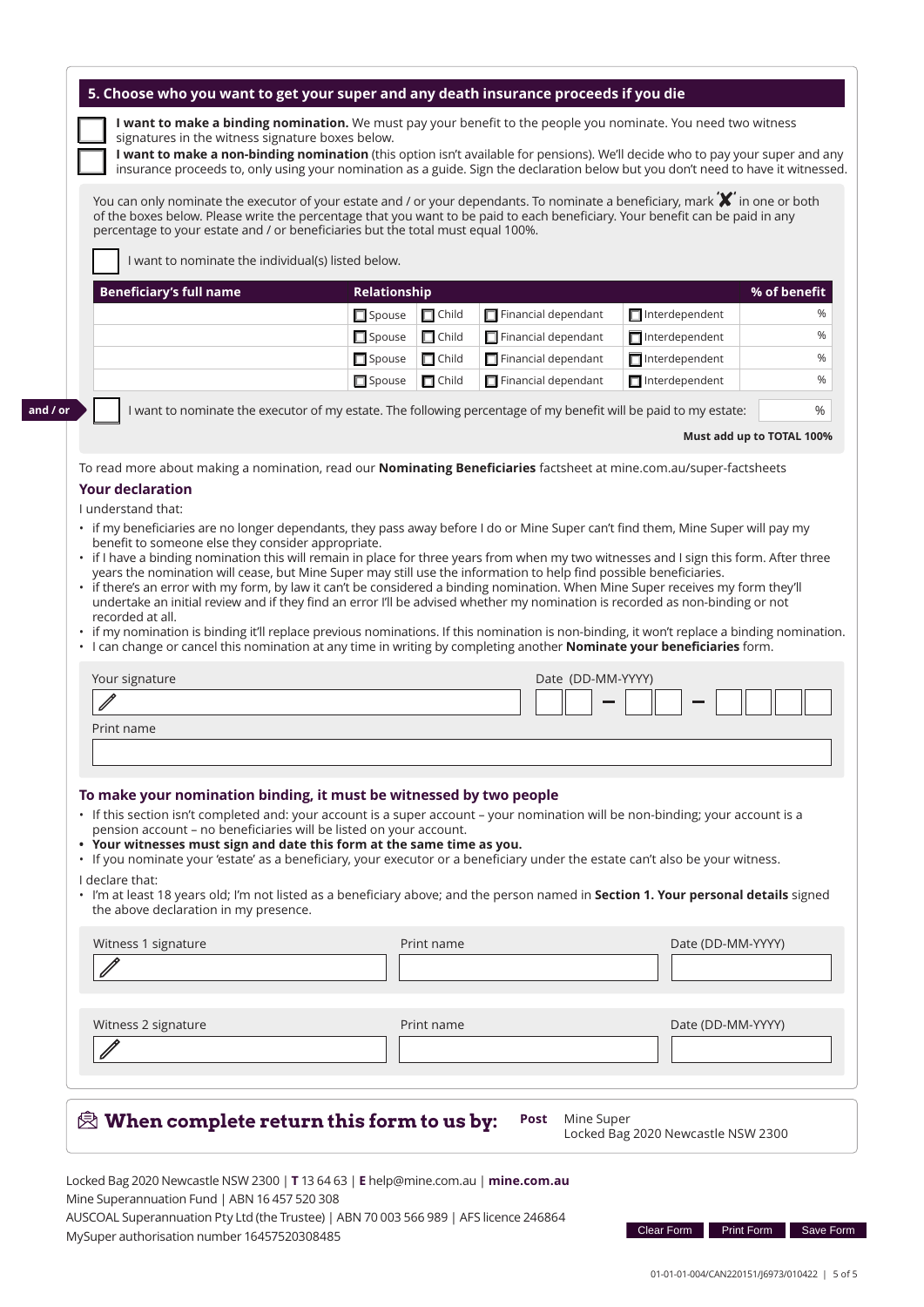## 5. Choose who you want to get your super and any death insurance proceeds if you die

☐ **I want to make a binding nomination.** We must pay your benefit to the people you nominate. You need two witness signatures in the witness signature boxes below.

☐ **I want to make a non-binding nomination** (this option isn't available for pensions). We'll decide who to pay your super and any insurance proceeds to, only using your nomination as a guide. Sign the declaration below but you don't need to have it witnessed.

You can only nominate the executor of your estate and / or your dependants. To nominate a beneficiary, mark 'X' in one or both of the boxes below. Please write the percentage that you want to be paid to each beneficiary. Your benefit can be paid in any percentage to your estate and / or beneficiaries but the total must equal 100%.

☐ I want to nominate the individual(s) listed below.

| Beneficiary's full name | Relationship | | | | % of benefit |
|---|---|---|---|---|---|
| | ☐ Spouse | ☐ Child | ☐ Financial dependant | ☐ Interdependent | % |
| | ☐ Spouse | ☐ Child | ☐ Financial dependant | ☐ Interdependent | % |
| | ☐ Spouse | ☐ Child | ☐ Financial dependant | ☐ Interdependent | % |
| | ☐ Spouse | ☐ Child | ☐ Financial dependant | ☐ Interdependent | % |

**and / or**

☐ I want to nominate the executor of my estate. The following percentage of my benefit will be paid to my estate: ____ %

**Must add up to TOTAL 100%**

To read more about making a nomination, read our **Nominating Beneficiaries** factsheet at mine.com.au/super-factsheets

### Your declaration

I understand that:

- if my beneficiaries are no longer dependants, they pass away before I do or Mine Super can't find them, Mine Super will pay my benefit to someone else they consider appropriate.
- if I have a binding nomination this will remain in place for three years from when my two witnesses and I sign this form. After three years the nomination will cease, but Mine Super may still use the information to help find possible beneficiaries.
- if there's an error with my form, by law it can't be considered a binding nomination. When Mine Super receives my form they'll undertake an initial review and if they find an error I'll be advised whether my nomination is recorded as non-binding or not recorded at all.
- if my nomination is binding it'll replace previous nominations. If this nomination is non-binding, it won't replace a binding nomination.
- I can change or cancel this nomination at any time in writing by completing another **Nominate your beneficiaries** form.

Your signature ____________________ Date (DD-MM-YYYY) __ __ - __ __ - __ __ __ __

Print name ____________________

### To make your nomination binding, it must be witnessed by two people

- If this section isn't completed and: your account is a super account – your nomination will be non-binding; your account is a pension account – no beneficiaries will be listed on your account.
- **Your witnesses must sign and date this form at the same time as you.**
- If you nominate your 'estate' as a beneficiary, your executor or a beneficiary under the estate can't also be your witness.

I declare that:

- I'm at least 18 years old; I'm not listed as a beneficiary above; and the person named in **Section 1. Your personal details** signed the above declaration in my presence.

| Witness 1 signature | Print name | Date (DD-MM-YYYY) |
|---|---|---|
| | | |

| Witness 2 signature | Print name | Date (DD-MM-YYYY) |
|---|---|---|
| | | |

**When complete return this form to us by:** **Post** Mine Super
Locked Bag 2020 Newcastle NSW 2300

Locked Bag 2020 Newcastle NSW 2300 | **T** 13 64 63 | **E** help@mine.com.au | **mine.com.au**
Mine Superannuation Fund | ABN 16 457 520 308
AUSCOAL Superannuation Pty Ltd (the Trustee) | ABN 70 003 566 989 | AFS licence 246864
MySuper authorisation number 16457520308485

01-01-01-004/CAN220151/J6973/010422